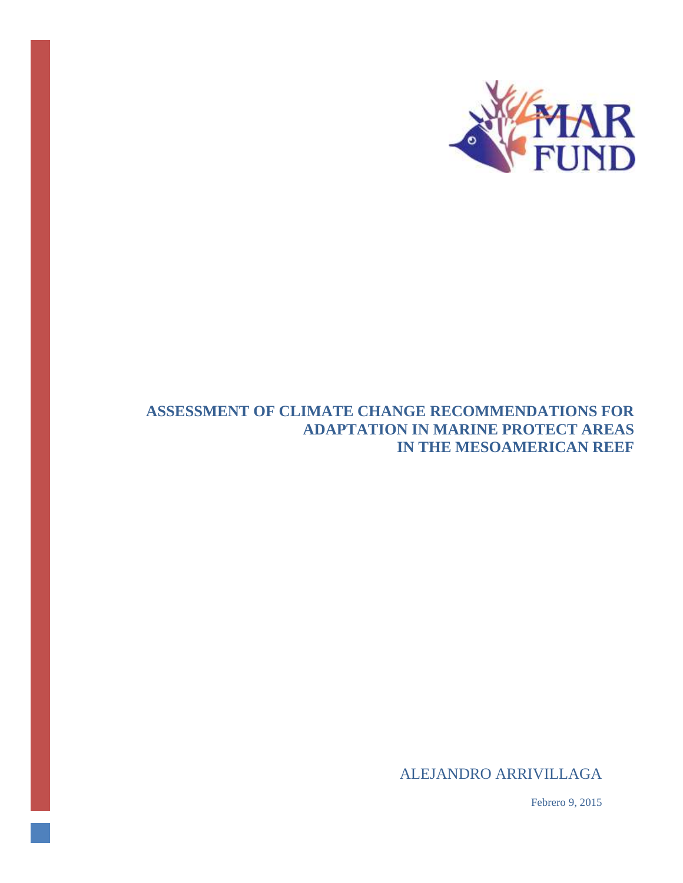MAR FUND

# ASSESSMENT OF CLIMATE CHANGE RECOMMENDATIONS FOR ADAPTATION IN MARINE PROTECT AREAS IN THE MESOAMERICAN REEF

ALEJANDRO ARRIVILLAGA

Febrero 9, 2015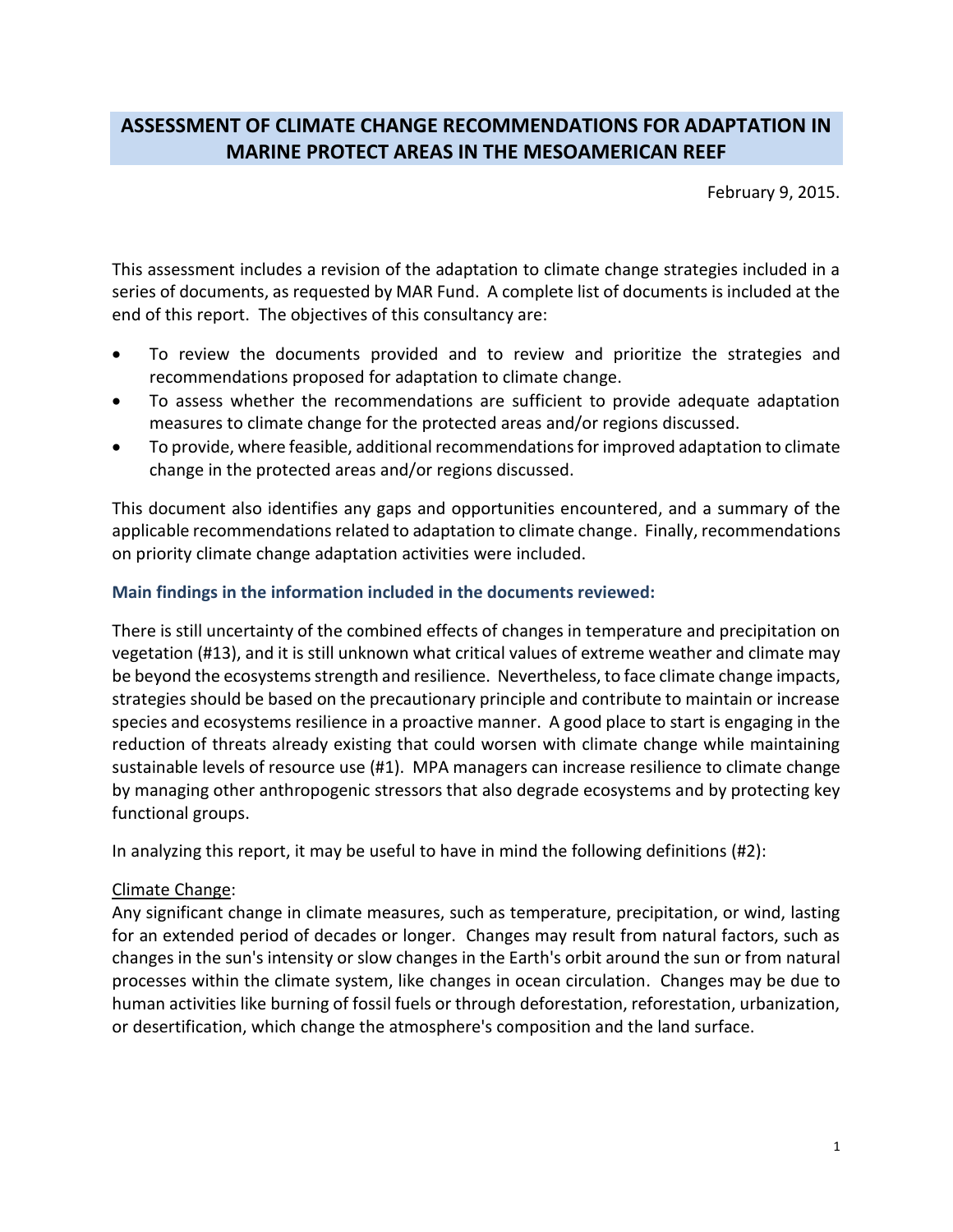# ASSESSMENT OF CLIMATE CHANGE RECOMMENDATIONS FOR ADAPTATION IN MARINE PROTECT AREAS IN THE MESOAMERICAN REEF

February 9, 2015.

This assessment includes a revision of the adaptation to climate change strategies included in a series of documents, as requested by MAR Fund. A complete list of documents is included at the end of this report. The objectives of this consultancy are:

- To review the documents provided and to review and prioritize the strategies and recommendations proposed for adaptation to climate change.
- To assess whether the recommendations are sufficient to provide adequate adaptation measures to climate change for the protected areas and/or regions discussed.
- To provide, where feasible, additional recommendations for improved adaptation to climate change in the protected areas and/or regions discussed.

This document also identifies any gaps and opportunities encountered, and a summary of the applicable recommendations related to adaptation to climate change. Finally, recommendations on priority climate change adaptation activities were included.

### Main findings in the information included in the documents reviewed:

There is still uncertainty of the combined effects of changes in temperature and precipitation on vegetation (#13), and it is still unknown what critical values of extreme weather and climate may be beyond the ecosystems strength and resilience. Nevertheless, to face climate change impacts, strategies should be based on the precautionary principle and contribute to maintain or increase species and ecosystems resilience in a proactive manner. A good place to start is engaging in the reduction of threats already existing that could worsen with climate change while maintaining sustainable levels of resource use (#1). MPA managers can increase resilience to climate change by managing other anthropogenic stressors that also degrade ecosystems and by protecting key functional groups.

In analyzing this report, it may be useful to have in mind the following definitions (#2):

<u>Climate Change</u>:
Any significant change in climate measures, such as temperature, precipitation, or wind, lasting for an extended period of decades or longer. Changes may result from natural factors, such as changes in the sun's intensity or slow changes in the Earth's orbit around the sun or from natural processes within the climate system, like changes in ocean circulation. Changes may be due to human activities like burning of fossil fuels or through deforestation, reforestation, urbanization, or desertification, which change the atmosphere's composition and the land surface.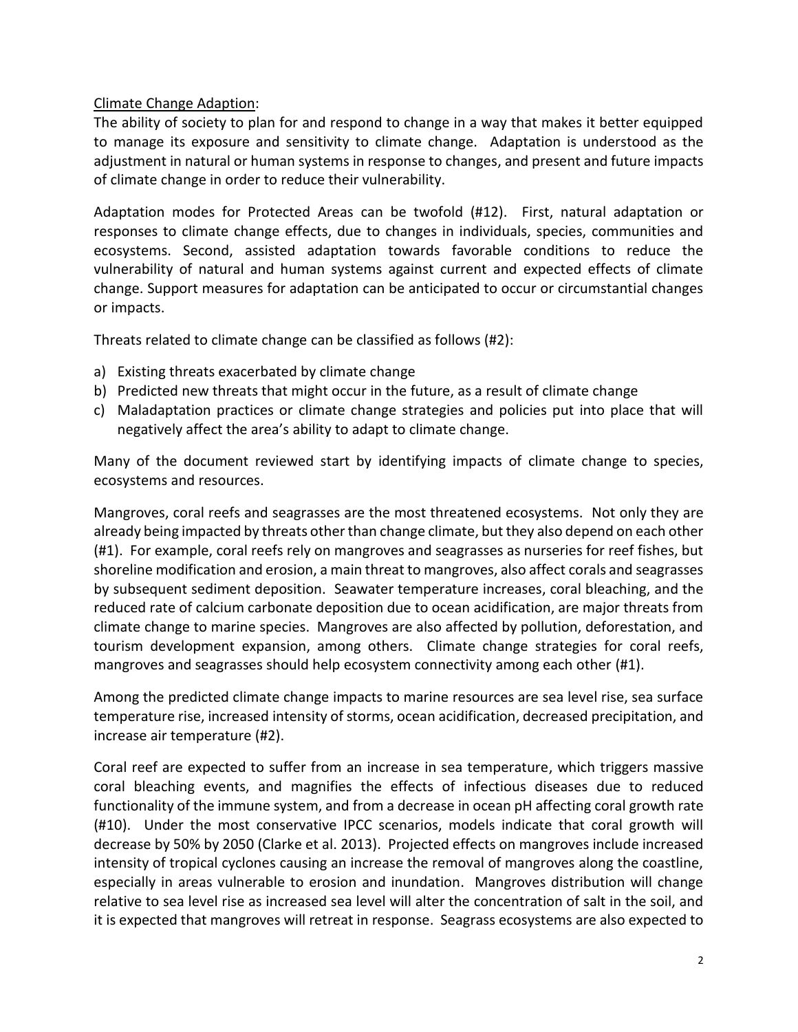<u>Climate Change Adaption</u>:

The ability of society to plan for and respond to change in a way that makes it better equipped to manage its exposure and sensitivity to climate change. Adaptation is understood as the adjustment in natural or human systems in response to changes, and present and future impacts of climate change in order to reduce their vulnerability.

Adaptation modes for Protected Areas can be twofold (#12). First, natural adaptation or responses to climate change effects, due to changes in individuals, species, communities and ecosystems. Second, assisted adaptation towards favorable conditions to reduce the vulnerability of natural and human systems against current and expected effects of climate change. Support measures for adaptation can be anticipated to occur or circumstantial changes or impacts.

Threats related to climate change can be classified as follows (#2):

a) Existing threats exacerbated by climate change
b) Predicted new threats that might occur in the future, as a result of climate change
c) Maladaptation practices or climate change strategies and policies put into place that will negatively affect the area's ability to adapt to climate change.

Many of the document reviewed start by identifying impacts of climate change to species, ecosystems and resources.

Mangroves, coral reefs and seagrasses are the most threatened ecosystems. Not only they are already being impacted by threats other than change climate, but they also depend on each other (#1). For example, coral reefs rely on mangroves and seagrasses as nurseries for reef fishes, but shoreline modification and erosion, a main threat to mangroves, also affect corals and seagrasses by subsequent sediment deposition. Seawater temperature increases, coral bleaching, and the reduced rate of calcium carbonate deposition due to ocean acidification, are major threats from climate change to marine species. Mangroves are also affected by pollution, deforestation, and tourism development expansion, among others. Climate change strategies for coral reefs, mangroves and seagrasses should help ecosystem connectivity among each other (#1).

Among the predicted climate change impacts to marine resources are sea level rise, sea surface temperature rise, increased intensity of storms, ocean acidification, decreased precipitation, and increase air temperature (#2).

Coral reef are expected to suffer from an increase in sea temperature, which triggers massive coral bleaching events, and magnifies the effects of infectious diseases due to reduced functionality of the immune system, and from a decrease in ocean pH affecting coral growth rate (#10). Under the most conservative IPCC scenarios, models indicate that coral growth will decrease by 50% by 2050 (Clarke et al. 2013). Projected effects on mangroves include increased intensity of tropical cyclones causing an increase the removal of mangroves along the coastline, especially in areas vulnerable to erosion and inundation. Mangroves distribution will change relative to sea level rise as increased sea level will alter the concentration of salt in the soil, and it is expected that mangroves will retreat in response. Seagrass ecosystems are also expected to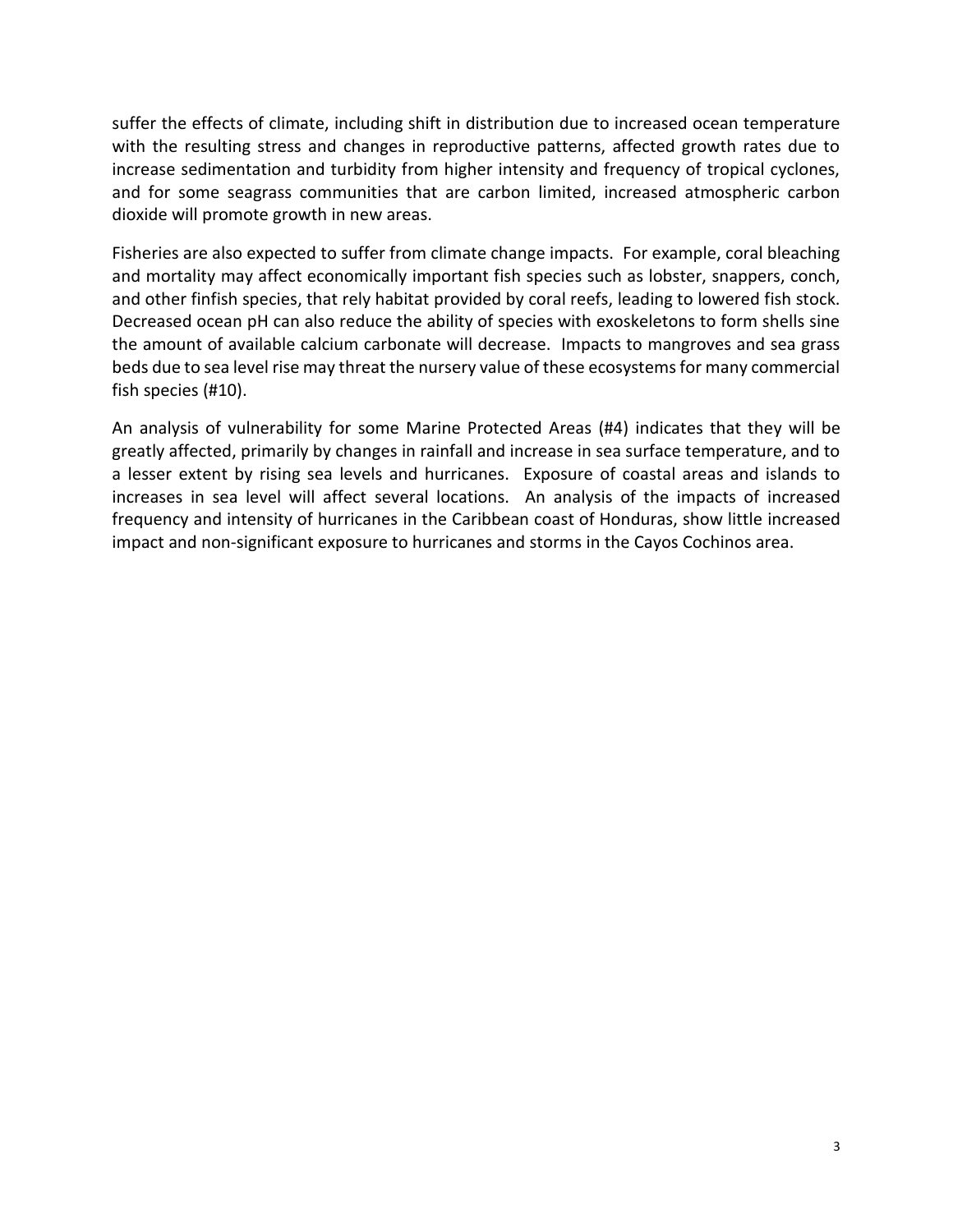suffer the effects of climate, including shift in distribution due to increased ocean temperature with the resulting stress and changes in reproductive patterns, affected growth rates due to increase sedimentation and turbidity from higher intensity and frequency of tropical cyclones, and for some seagrass communities that are carbon limited, increased atmospheric carbon dioxide will promote growth in new areas.

Fisheries are also expected to suffer from climate change impacts. For example, coral bleaching and mortality may affect economically important fish species such as lobster, snappers, conch, and other finfish species, that rely habitat provided by coral reefs, leading to lowered fish stock. Decreased ocean pH can also reduce the ability of species with exoskeletons to form shells sine the amount of available calcium carbonate will decrease. Impacts to mangroves and sea grass beds due to sea level rise may threat the nursery value of these ecosystems for many commercial fish species (#10).

An analysis of vulnerability for some Marine Protected Areas (#4) indicates that they will be greatly affected, primarily by changes in rainfall and increase in sea surface temperature, and to a lesser extent by rising sea levels and hurricanes. Exposure of coastal areas and islands to increases in sea level will affect several locations. An analysis of the impacts of increased frequency and intensity of hurricanes in the Caribbean coast of Honduras, show little increased impact and non-significant exposure to hurricanes and storms in the Cayos Cochinos area.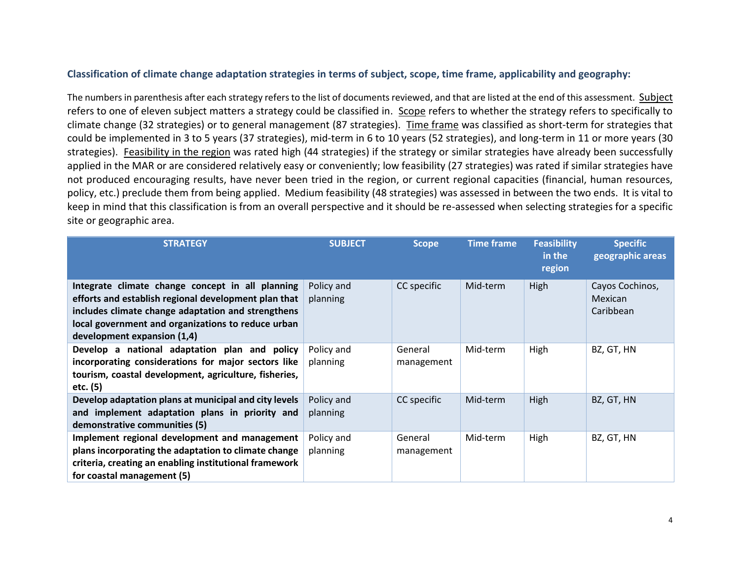### Classification of climate change adaptation strategies in terms of subject, scope, time frame, applicability and geography:

The numbers in parenthesis after each strategy refers to the list of documents reviewed, and that are listed at the end of this assessment. Subject refers to one of eleven subject matters a strategy could be classified in. Scope refers to whether the strategy refers to specifically to climate change (32 strategies) or to general management (87 strategies). Time frame was classified as short-term for strategies that could be implemented in 3 to 5 years (37 strategies), mid-term in 6 to 10 years (52 strategies), and long-term in 11 or more years (30 strategies). Feasibility in the region was rated high (44 strategies) if the strategy or similar strategies have already been successfully applied in the MAR or are considered relatively easy or conveniently; low feasibility (27 strategies) was rated if similar strategies have not produced encouraging results, have never been tried in the region, or current regional capacities (financial, human resources, policy, etc.) preclude them from being applied. Medium feasibility (48 strategies) was assessed in between the two ends. It is vital to keep in mind that this classification is from an overall perspective and it should be re-assessed when selecting strategies for a specific site or geographic area.

| STRATEGY | SUBJECT | Scope | Time frame | Feasibility in the region | Specific geographic areas |
|---|---|---|---|---|---|
| **Integrate climate change concept in all planning efforts and establish regional development plan that includes climate change adaptation and strengthens local government and organizations to reduce urban development expansion (1,4)** | Policy and planning | CC specific | Mid-term | High | Cayos Cochinos, Mexican Caribbean |
| **Develop a national adaptation plan and policy incorporating considerations for major sectors like tourism, coastal development, agriculture, fisheries, etc. (5)** | Policy and planning | General management | Mid-term | High | BZ, GT, HN |
| **Develop adaptation plans at municipal and city levels and implement adaptation plans in priority and demonstrative communities (5)** | Policy and planning | CC specific | Mid-term | High | BZ, GT, HN |
| **Implement regional development and management plans incorporating the adaptation to climate change criteria, creating an enabling institutional framework for coastal management (5)** | Policy and planning | General management | Mid-term | High | BZ, GT, HN |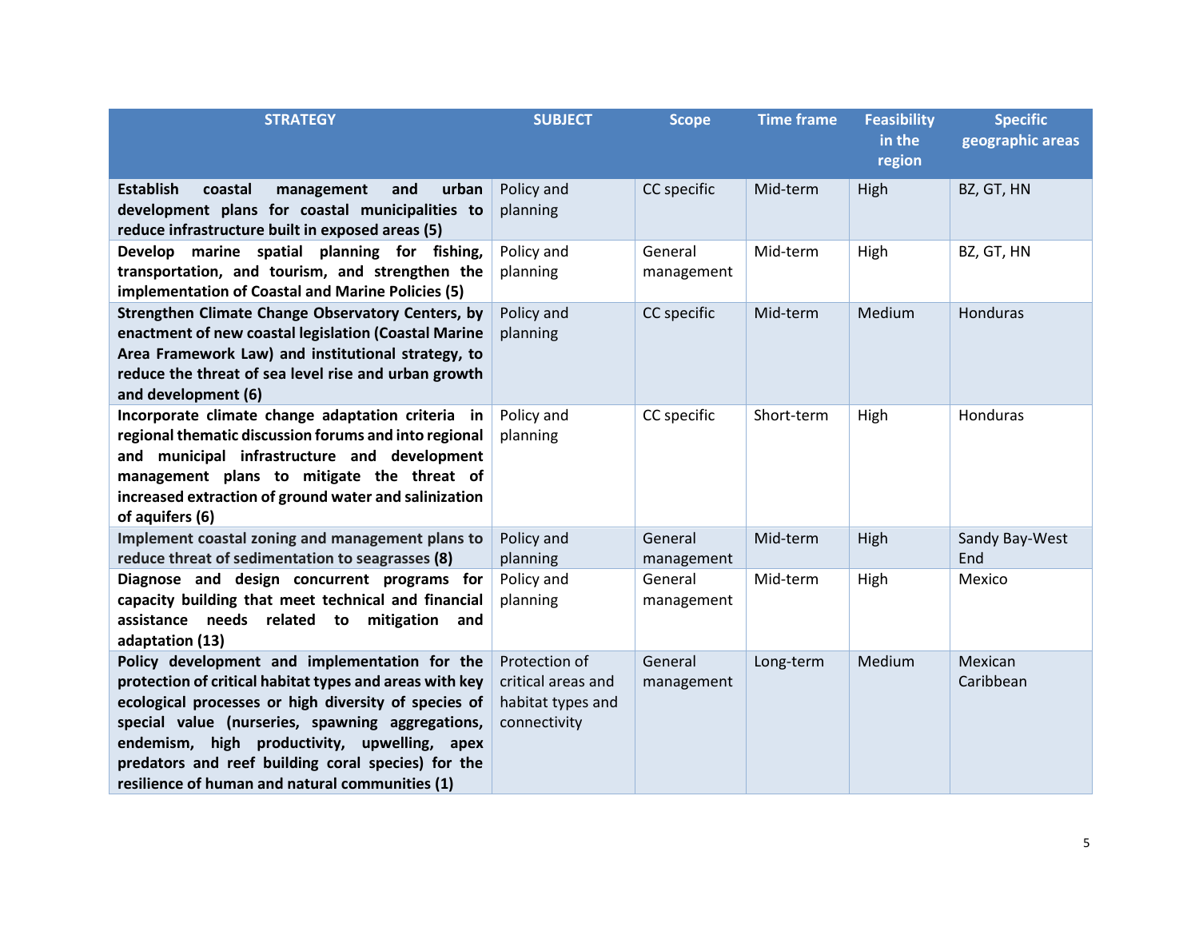| STRATEGY | SUBJECT | Scope | Time frame | Feasibility in the region | Specific geographic areas |
|---|---|---|---|---|---|
| **Establish coastal management and urban development plans for coastal municipalities to reduce infrastructure built in exposed areas (5)** | Policy and planning | CC specific | Mid-term | High | BZ, GT, HN |
| **Develop marine spatial planning for fishing, transportation, and tourism, and strengthen the implementation of Coastal and Marine Policies (5)** | Policy and planning | General management | Mid-term | High | BZ, GT, HN |
| **Strengthen Climate Change Observatory Centers, by enactment of new coastal legislation (Coastal Marine Area Framework Law) and institutional strategy, to reduce the threat of sea level rise and urban growth and development (6)** | Policy and planning | CC specific | Mid-term | Medium | Honduras |
| **Incorporate climate change adaptation criteria in regional thematic discussion forums and into regional and municipal infrastructure and development management plans to mitigate the threat of increased extraction of ground water and salinization of aquifers (6)** | Policy and planning | CC specific | Short-term | High | Honduras |
| **Implement coastal zoning and management plans to reduce threat of sedimentation to seagrasses (8)** | Policy and planning | General management | Mid-term | High | Sandy Bay-West End |
| **Diagnose and design concurrent programs for capacity building that meet technical and financial assistance needs related to mitigation and adaptation (13)** | Policy and planning | General management | Mid-term | High | Mexico |
| **Policy development and implementation for the protection of critical habitat types and areas with key ecological processes or high diversity of species of special value (nurseries, spawning aggregations, endemism, high productivity, upwelling, apex predators and reef building coral species) for the resilience of human and natural communities (1)** | Protection of critical areas and habitat types and connectivity | General management | Long-term | Medium | Mexican Caribbean |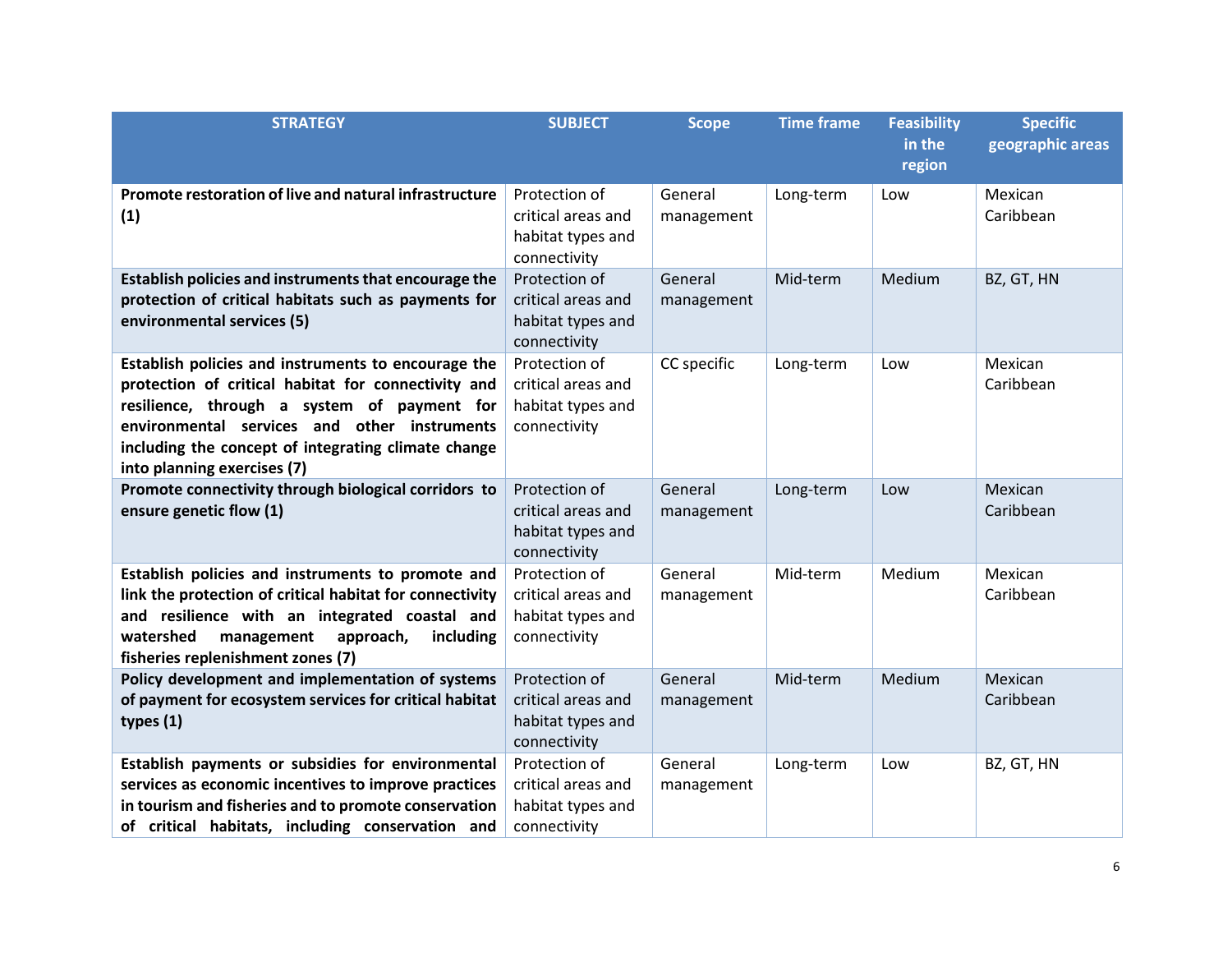| STRATEGY | SUBJECT | Scope | Time frame | Feasibility in the region | Specific geographic areas |
|---|---|---|---|---|---|
| **Promote restoration of live and natural infrastructure (1)** | Protection of critical areas and habitat types and connectivity | General management | Long-term | Low | Mexican Caribbean |
| **Establish policies and instruments that encourage the protection of critical habitats such as payments for environmental services (5)** | Protection of critical areas and habitat types and connectivity | General management | Mid-term | Medium | BZ, GT, HN |
| **Establish policies and instruments to encourage the protection of critical habitat for connectivity and resilience, through a system of payment for environmental services and other instruments including the concept of integrating climate change into planning exercises (7)** | Protection of critical areas and habitat types and connectivity | CC specific | Long-term | Low | Mexican Caribbean |
| **Promote connectivity through biological corridors to ensure genetic flow (1)** | Protection of critical areas and habitat types and connectivity | General management | Long-term | Low | Mexican Caribbean |
| **Establish policies and instruments to promote and link the protection of critical habitat for connectivity and resilience with an integrated coastal and watershed management approach, including fisheries replenishment zones (7)** | Protection of critical areas and habitat types and connectivity | General management | Mid-term | Medium | Mexican Caribbean |
| **Policy development and implementation of systems of payment for ecosystem services for critical habitat types (1)** | Protection of critical areas and habitat types and connectivity | General management | Mid-term | Medium | Mexican Caribbean |
| **Establish payments or subsidies for environmental services as economic incentives to improve practices in tourism and fisheries and to promote conservation of critical habitats, including conservation and** | Protection of critical areas and habitat types and connectivity | General management | Long-term | Low | BZ, GT, HN |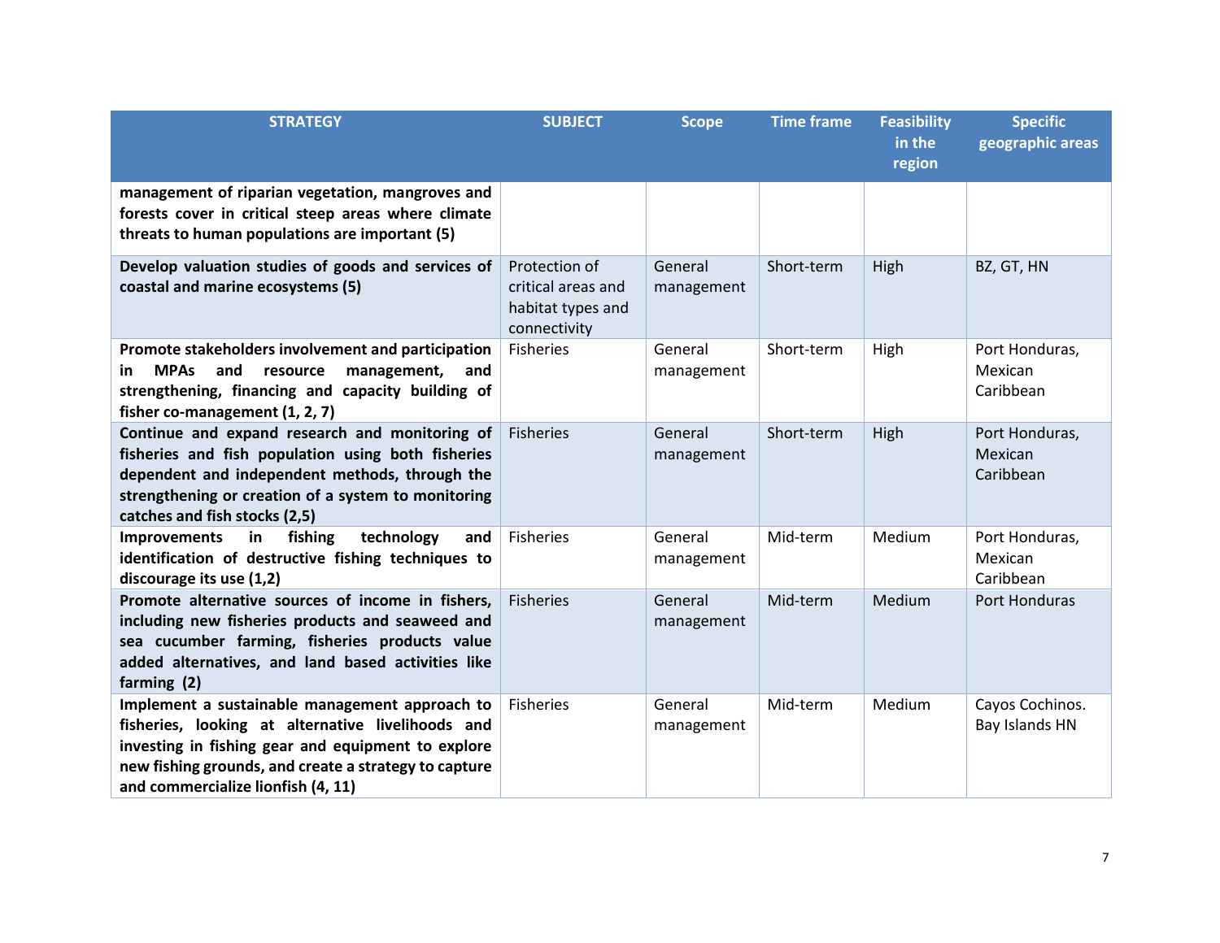| STRATEGY | SUBJECT | Scope | Time frame | Feasibility in the region | Specific geographic areas |
|---|---|---|---|---|---|
| **management of riparian vegetation, mangroves and forests cover in critical steep areas where climate threats to human populations are important (5)** | | | | | |
| **Develop valuation studies of goods and services of coastal and marine ecosystems (5)** | Protection of critical areas and habitat types and connectivity | General management | Short-term | High | BZ, GT, HN |
| **Promote stakeholders involvement and participation in MPAs and resource management, and strengthening, financing and capacity building of fisher co-management (1, 2, 7)** | Fisheries | General management | Short-term | High | Port Honduras, Mexican Caribbean |
| **Continue and expand research and monitoring of fisheries and fish population using both fisheries dependent and independent methods, through the strengthening or creation of a system to monitoring catches and fish stocks (2,5)** | Fisheries | General management | Short-term | High | Port Honduras, Mexican Caribbean |
| **Improvements in fishing technology and identification of destructive fishing techniques to discourage its use (1,2)** | Fisheries | General management | Mid-term | Medium | Port Honduras, Mexican Caribbean |
| **Promote alternative sources of income in fishers, including new fisheries products and seaweed and sea cucumber farming, fisheries products value added alternatives, and land based activities like farming (2)** | Fisheries | General management | Mid-term | Medium | Port Honduras |
| **Implement a sustainable management approach to fisheries, looking at alternative livelihoods and investing in fishing gear and equipment to explore new fishing grounds, and create a strategy to capture and commercialize lionfish (4, 11)** | Fisheries | General management | Mid-term | Medium | Cayos Cochinos. Bay Islands HN |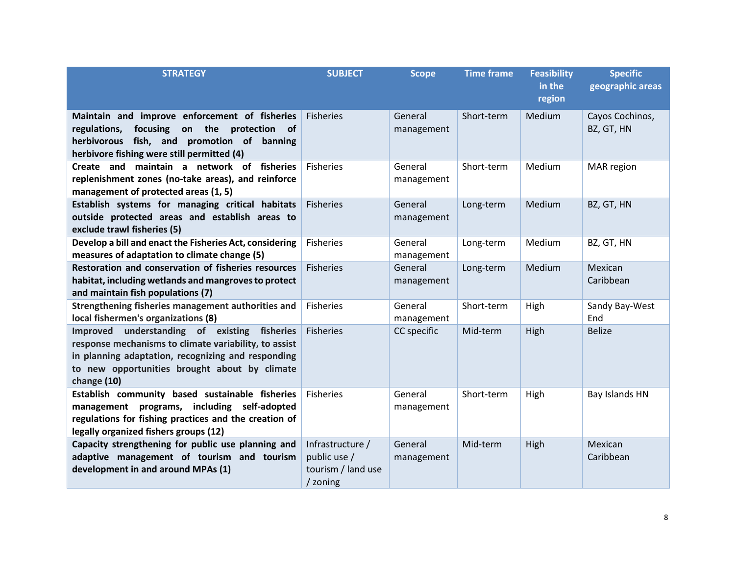| STRATEGY | SUBJECT | Scope | Time frame | Feasibility in the region | Specific geographic areas |
|---|---|---|---|---|---|
| **Maintain and improve enforcement of fisheries regulations, focusing on the protection of herbivorous fish, and promotion of banning herbivore fishing were still permitted (4)** | Fisheries | General management | Short-term | Medium | Cayos Cochinos, BZ, GT, HN |
| **Create and maintain a network of fisheries replenishment zones (no-take areas), and reinforce management of protected areas (1, 5)** | Fisheries | General management | Short-term | Medium | MAR region |
| **Establish systems for managing critical habitats outside protected areas and establish areas to exclude trawl fisheries (5)** | Fisheries | General management | Long-term | Medium | BZ, GT, HN |
| **Develop a bill and enact the Fisheries Act, considering measures of adaptation to climate change (5)** | Fisheries | General management | Long-term | Medium | BZ, GT, HN |
| **Restoration and conservation of fisheries resources habitat, including wetlands and mangroves to protect and maintain fish populations (7)** | Fisheries | General management | Long-term | Medium | Mexican Caribbean |
| **Strengthening fisheries management authorities and local fishermen's organizations (8)** | Fisheries | General management | Short-term | High | Sandy Bay-West End |
| **Improved understanding of existing fisheries response mechanisms to climate variability, to assist in planning adaptation, recognizing and responding to new opportunities brought about by climate change (10)** | Fisheries | CC specific | Mid-term | High | Belize |
| **Establish community based sustainable fisheries management programs, including self-adopted regulations for fishing practices and the creation of legally organized fishers groups (12)** | Fisheries | General management | Short-term | High | Bay Islands HN |
| **Capacity strengthening for public use planning and adaptive management of tourism and tourism development in and around MPAs (1)** | Infrastructure / public use / tourism / land use / zoning | General management | Mid-term | High | Mexican Caribbean |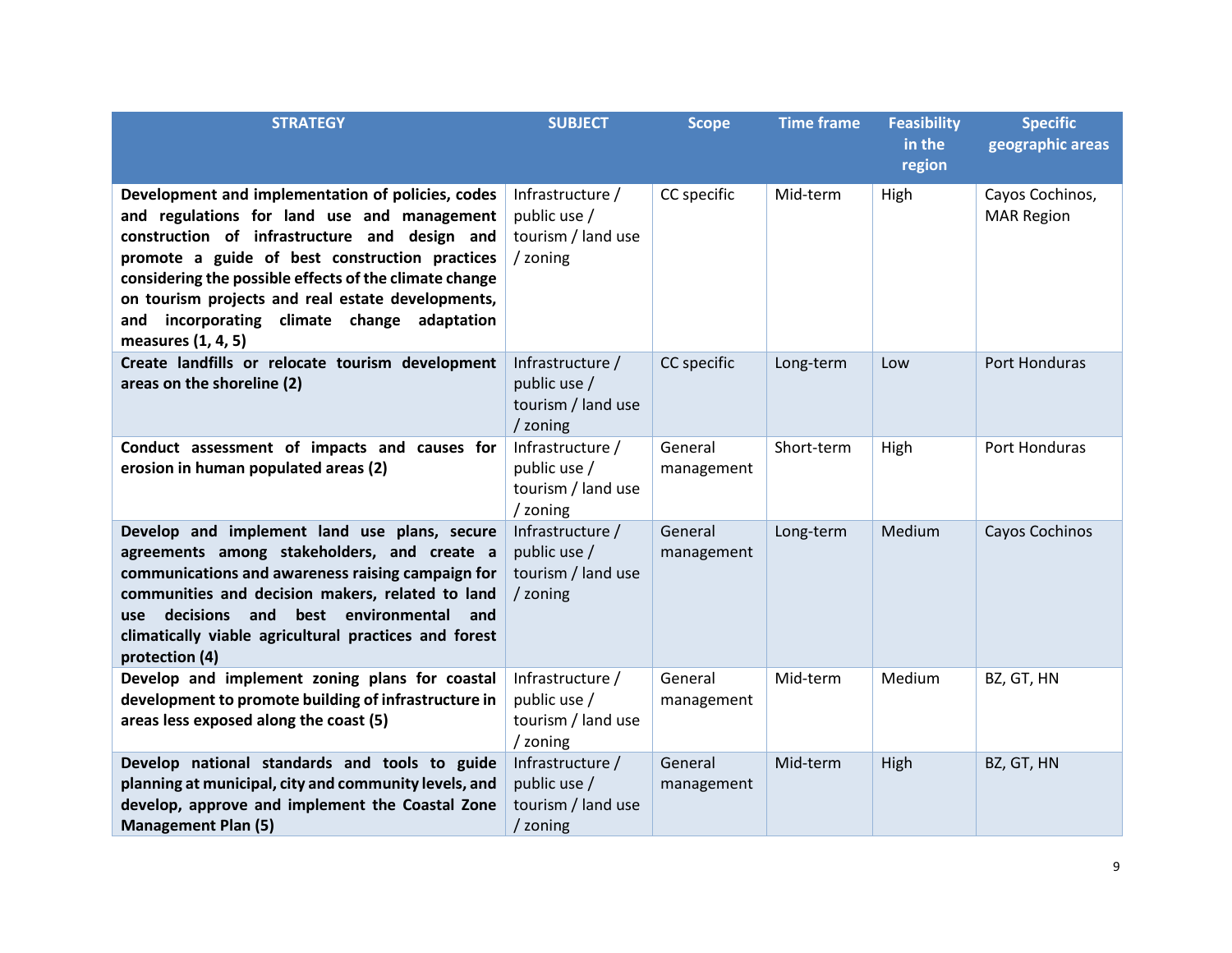| STRATEGY | SUBJECT | Scope | Time frame | Feasibility in the region | Specific geographic areas |
| --- | --- | --- | --- | --- | --- |
| **Development and implementation of policies, codes and regulations for land use and management construction of infrastructure and design and promote a guide of best construction practices considering the possible effects of the climate change on tourism projects and real estate developments, and incorporating climate change adaptation measures (1, 4, 5)** | Infrastructure / public use / tourism / land use / zoning | CC specific | Mid-term | High | Cayos Cochinos, MAR Region |
| **Create landfills or relocate tourism development areas on the shoreline (2)** | Infrastructure / public use / tourism / land use / zoning | CC specific | Long-term | Low | Port Honduras |
| **Conduct assessment of impacts and causes for erosion in human populated areas (2)** | Infrastructure / public use / tourism / land use / zoning | General management | Short-term | High | Port Honduras |
| **Develop and implement land use plans, secure agreements among stakeholders, and create a communications and awareness raising campaign for communities and decision makers, related to land use decisions and best environmental and climatically viable agricultural practices and forest protection (4)** | Infrastructure / public use / tourism / land use / zoning | General management | Long-term | Medium | Cayos Cochinos |
| **Develop and implement zoning plans for coastal development to promote building of infrastructure in areas less exposed along the coast (5)** | Infrastructure / public use / tourism / land use / zoning | General management | Mid-term | Medium | BZ, GT, HN |
| **Develop national standards and tools to guide planning at municipal, city and community levels, and develop, approve and implement the Coastal Zone Management Plan (5)** | Infrastructure / public use / tourism / land use / zoning | General management | Mid-term | High | BZ, GT, HN |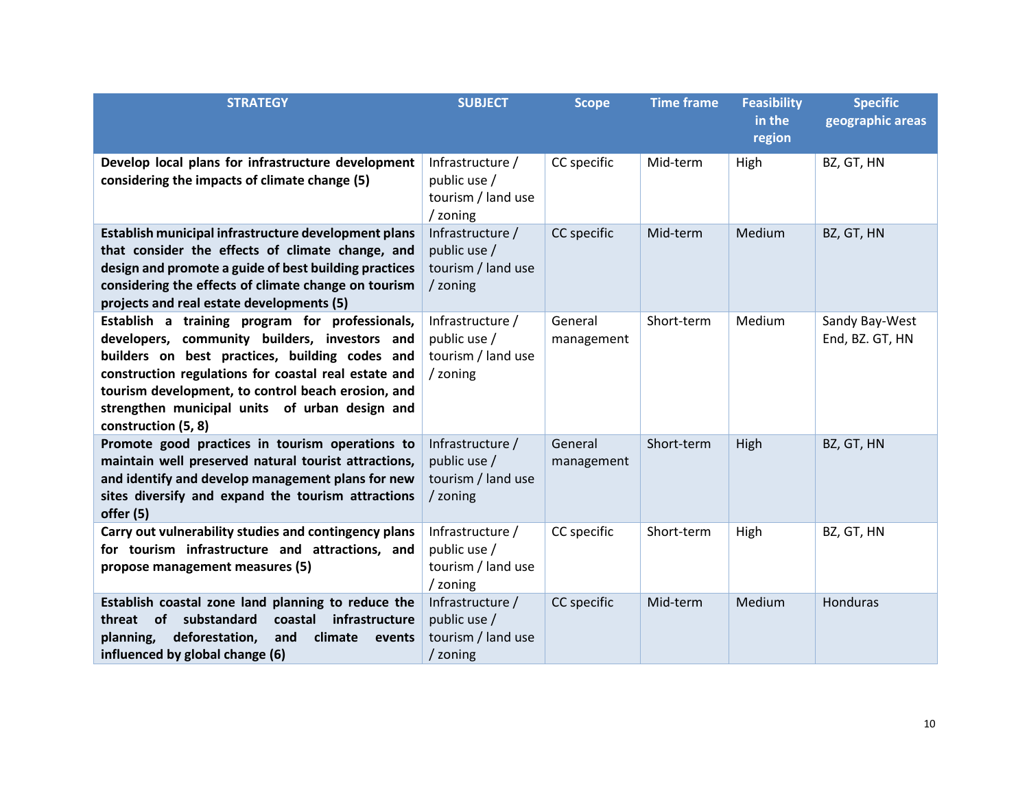| STRATEGY | SUBJECT | Scope | Time frame | Feasibility in the region | Specific geographic areas |
|---|---|---|---|---|---|
| **Develop local plans for infrastructure development considering the impacts of climate change (5)** | Infrastructure / public use / tourism / land use / zoning | CC specific | Mid-term | High | BZ, GT, HN |
| **Establish municipal infrastructure development plans that consider the effects of climate change, and design and promote a guide of best building practices considering the effects of climate change on tourism projects and real estate developments (5)** | Infrastructure / public use / tourism / land use / zoning | CC specific | Mid-term | Medium | BZ, GT, HN |
| **Establish a training program for professionals, developers, community builders, investors and builders on best practices, building codes and construction regulations for coastal real estate and tourism development, to control beach erosion, and strengthen municipal units of urban design and construction (5, 8)** | Infrastructure / public use / tourism / land use / zoning | General management | Short-term | Medium | Sandy Bay-West End, BZ. GT, HN |
| **Promote good practices in tourism operations to maintain well preserved natural tourist attractions, and identify and develop management plans for new sites diversify and expand the tourism attractions offer (5)** | Infrastructure / public use / tourism / land use / zoning | General management | Short-term | High | BZ, GT, HN |
| **Carry out vulnerability studies and contingency plans for tourism infrastructure and attractions, and propose management measures (5)** | Infrastructure / public use / tourism / land use / zoning | CC specific | Short-term | High | BZ, GT, HN |
| **Establish coastal zone land planning to reduce the threat of substandard coastal infrastructure planning, deforestation, and climate events influenced by global change (6)** | Infrastructure / public use / tourism / land use / zoning | CC specific | Mid-term | Medium | Honduras |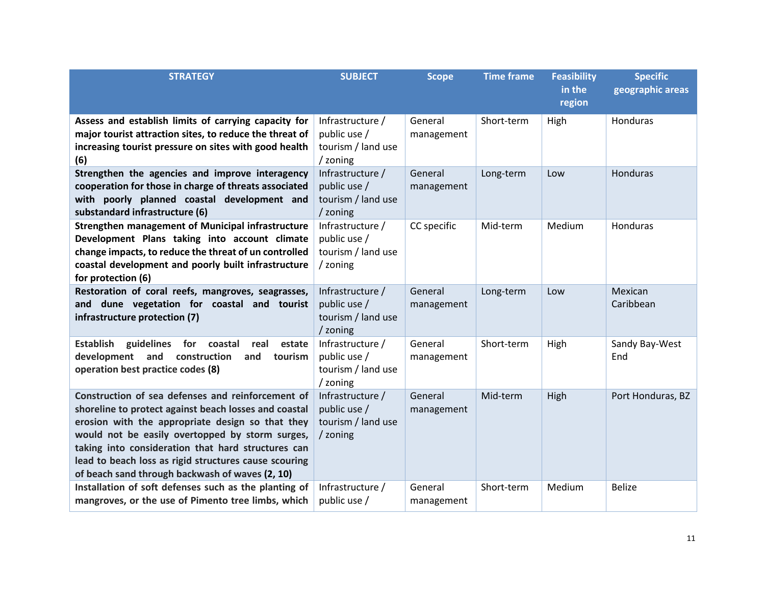| STRATEGY | SUBJECT | Scope | Time frame | Feasibility in the region | Specific geographic areas |
|---|---|---|---|---|---|
| **Assess and establish limits of carrying capacity for major tourist attraction sites, to reduce the threat of increasing tourist pressure on sites with good health (6)** | Infrastructure / public use / tourism / land use / zoning | General management | Short-term | High | Honduras |
| **Strengthen the agencies and improve interagency cooperation for those in charge of threats associated with poorly planned coastal development and substandard infrastructure (6)** | Infrastructure / public use / tourism / land use / zoning | General management | Long-term | Low | Honduras |
| **Strengthen management of Municipal infrastructure Development Plans taking into account climate change impacts, to reduce the threat of un controlled coastal development and poorly built infrastructure for protection (6)** | Infrastructure / public use / tourism / land use / zoning | CC specific | Mid-term | Medium | Honduras |
| **Restoration of coral reefs, mangroves, seagrasses, and dune vegetation for coastal and tourist infrastructure protection (7)** | Infrastructure / public use / tourism / land use / zoning | General management | Long-term | Low | Mexican Caribbean |
| **Establish guidelines for coastal real estate development and construction and tourism operation best practice codes (8)** | Infrastructure / public use / tourism / land use / zoning | General management | Short-term | High | Sandy Bay-West End |
| **Construction of sea defenses and reinforcement of shoreline to protect against beach losses and coastal erosion with the appropriate design so that they would not be easily overtopped by storm surges, taking into consideration that hard structures can lead to beach loss as rigid structures cause scouring of beach sand through backwash of waves (2, 10)** | Infrastructure / public use / tourism / land use / zoning | General management | Mid-term | High | Port Honduras, BZ |
| **Installation of soft defenses such as the planting of mangroves, or the use of Pimento tree limbs, which** | Infrastructure / public use / | General management | Short-term | Medium | Belize |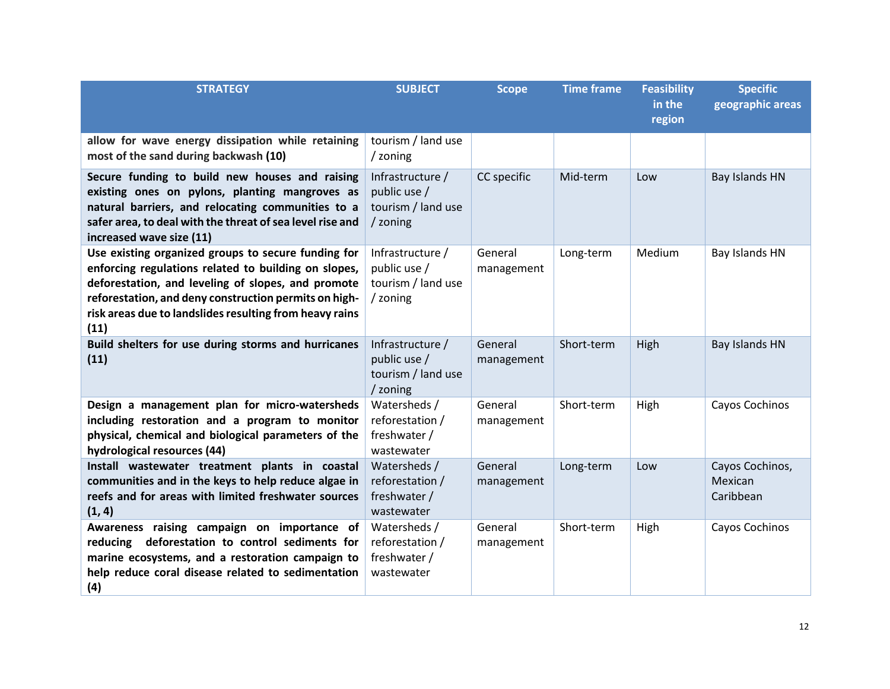| STRATEGY | SUBJECT | Scope | Time frame | Feasibility in the region | Specific geographic areas |
|---|---|---|---|---|---|
| **allow for wave energy dissipation while retaining most of the sand during backwash (10)** | tourism / land use / zoning | | | | |
| **Secure funding to build new houses and raising existing ones on pylons, planting mangroves as natural barriers, and relocating communities to a safer area, to deal with the threat of sea level rise and increased wave size (11)** | Infrastructure / public use / tourism / land use / zoning | CC specific | Mid-term | Low | Bay Islands HN |
| **Use existing organized groups to secure funding for enforcing regulations related to building on slopes, deforestation, and leveling of slopes, and promote reforestation, and deny construction permits on high-risk areas due to landslides resulting from heavy rains (11)** | Infrastructure / public use / tourism / land use / zoning | General management | Long-term | Medium | Bay Islands HN |
| **Build shelters for use during storms and hurricanes (11)** | Infrastructure / public use / tourism / land use / zoning | General management | Short-term | High | Bay Islands HN |
| **Design a management plan for micro-watersheds including restoration and a program to monitor physical, chemical and biological parameters of the hydrological resources (44)** | Watersheds / reforestation / freshwater / wastewater | General management | Short-term | High | Cayos Cochinos |
| **Install wastewater treatment plants in coastal communities and in the keys to help reduce algae in reefs and for areas with limited freshwater sources (1, 4)** | Watersheds / reforestation / freshwater / wastewater | General management | Long-term | Low | Cayos Cochinos, Mexican Caribbean |
| **Awareness raising campaign on importance of reducing deforestation to control sediments for marine ecosystems, and a restoration campaign to help reduce coral disease related to sedimentation (4)** | Watersheds / reforestation / freshwater / wastewater | General management | Short-term | High | Cayos Cochinos |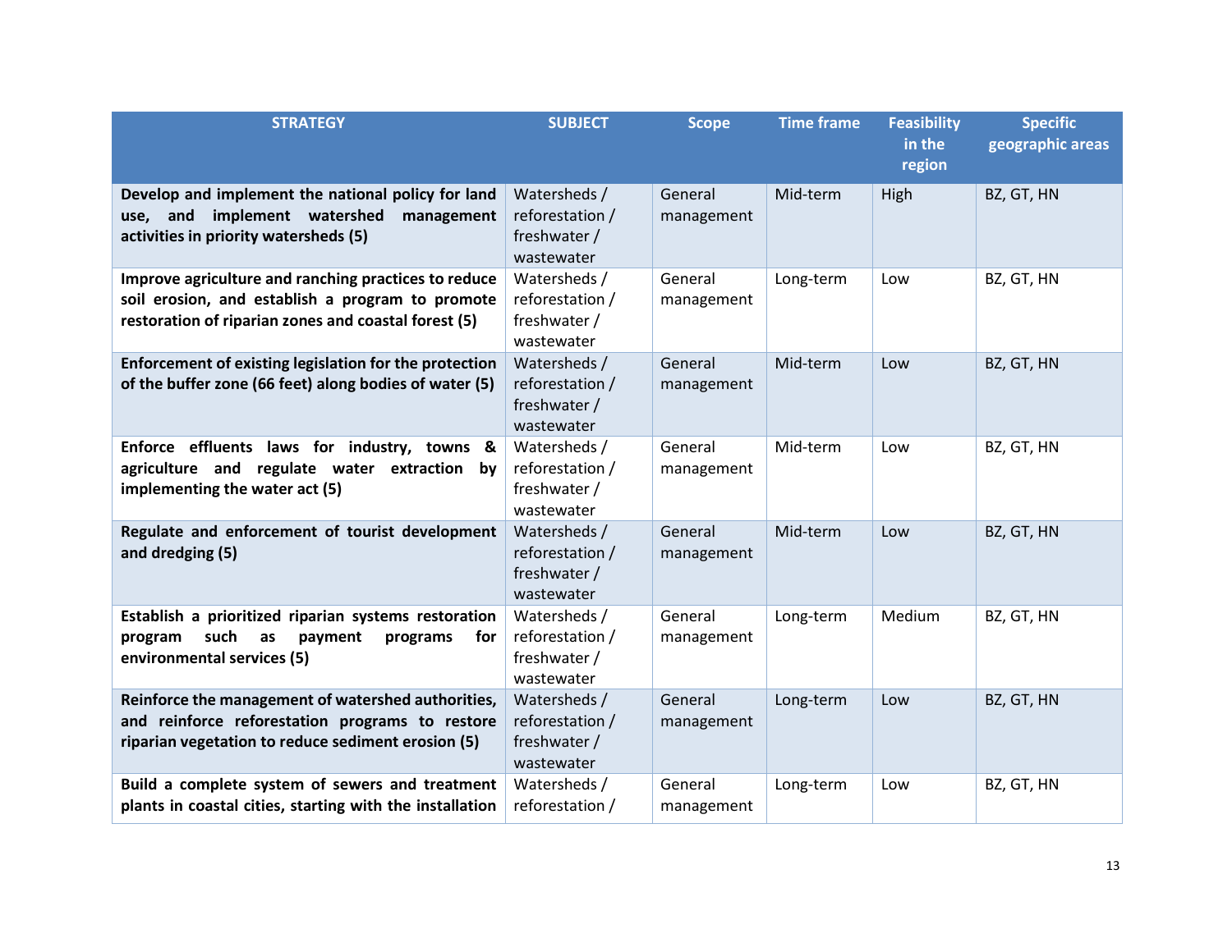| STRATEGY | SUBJECT | Scope | Time frame | Feasibility in the region | Specific geographic areas |
|---|---|---|---|---|---|
| **Develop and implement the national policy for land use, and implement watershed management activities in priority watersheds (5)** | Watersheds / reforestation / freshwater / wastewater | General management | Mid-term | High | BZ, GT, HN |
| **Improve agriculture and ranching practices to reduce soil erosion, and establish a program to promote restoration of riparian zones and coastal forest (5)** | Watersheds / reforestation / freshwater / wastewater | General management | Long-term | Low | BZ, GT, HN |
| **Enforcement of existing legislation for the protection of the buffer zone (66 feet) along bodies of water (5)** | Watersheds / reforestation / freshwater / wastewater | General management | Mid-term | Low | BZ, GT, HN |
| **Enforce effluents laws for industry, towns & agriculture and regulate water extraction by implementing the water act (5)** | Watersheds / reforestation / freshwater / wastewater | General management | Mid-term | Low | BZ, GT, HN |
| **Regulate and enforcement of tourist development and dredging (5)** | Watersheds / reforestation / freshwater / wastewater | General management | Mid-term | Low | BZ, GT, HN |
| **Establish a prioritized riparian systems restoration program such as payment programs for environmental services (5)** | Watersheds / reforestation / freshwater / wastewater | General management | Long-term | Medium | BZ, GT, HN |
| **Reinforce the management of watershed authorities, and reinforce reforestation programs to restore riparian vegetation to reduce sediment erosion (5)** | Watersheds / reforestation / freshwater / wastewater | General management | Long-term | Low | BZ, GT, HN |
| **Build a complete system of sewers and treatment plants in coastal cities, starting with the installation** | Watersheds / reforestation / | General management | Long-term | Low | BZ, GT, HN |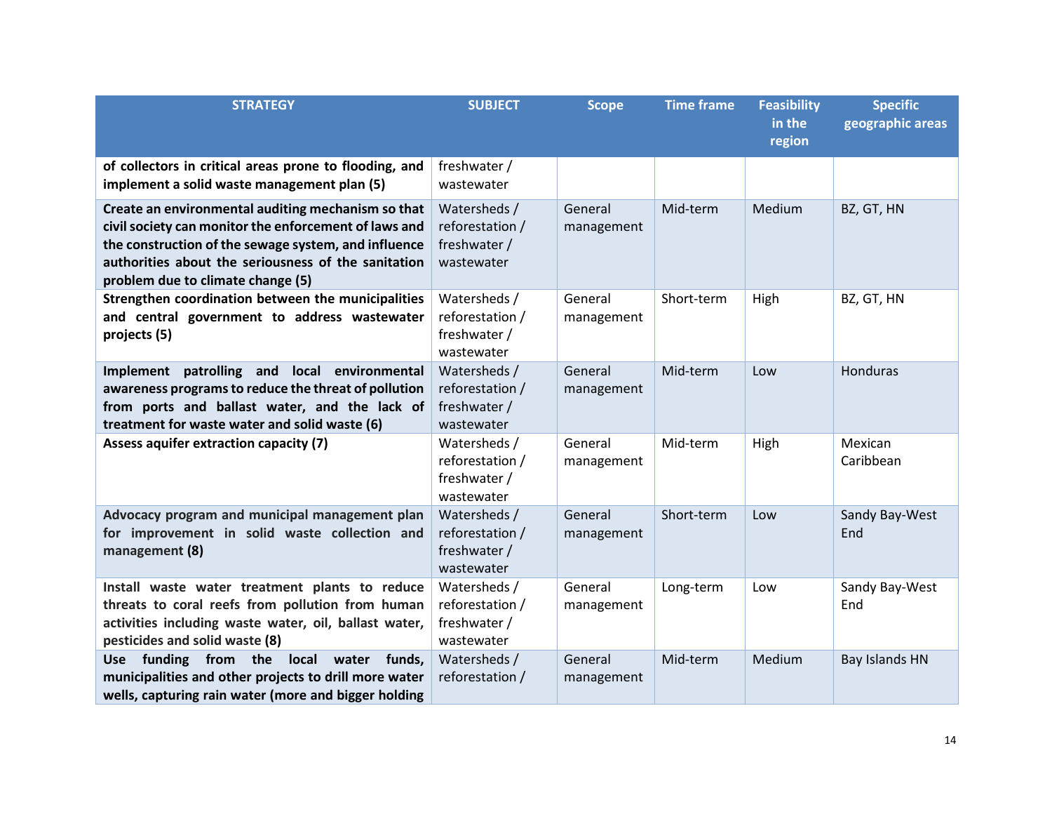| STRATEGY | SUBJECT | Scope | Time frame | Feasibility in the region | Specific geographic areas |
|---|---|---|---|---|---|
| **of collectors in critical areas prone to flooding, and implement a solid waste management plan (5)** | freshwater / wastewater | | | | |
| **Create an environmental auditing mechanism so that civil society can monitor the enforcement of laws and the construction of the sewage system, and influence authorities about the seriousness of the sanitation problem due to climate change (5)** | Watersheds / reforestation / freshwater / wastewater | General management | Mid-term | Medium | BZ, GT, HN |
| **Strengthen coordination between the municipalities and central government to address wastewater projects (5)** | Watersheds / reforestation / freshwater / wastewater | General management | Short-term | High | BZ, GT, HN |
| **Implement patrolling and local environmental awareness programs to reduce the threat of pollution from ports and ballast water, and the lack of treatment for waste water and solid waste (6)** | Watersheds / reforestation / freshwater / wastewater | General management | Mid-term | Low | Honduras |
| **Assess aquifer extraction capacity (7)** | Watersheds / reforestation / freshwater / wastewater | General management | Mid-term | High | Mexican Caribbean |
| **Advocacy program and municipal management plan for improvement in solid waste collection and management (8)** | Watersheds / reforestation / freshwater / wastewater | General management | Short-term | Low | Sandy Bay-West End |
| **Install waste water treatment plants to reduce threats to coral reefs from pollution from human activities including waste water, oil, ballast water, pesticides and solid waste (8)** | Watersheds / reforestation / freshwater / wastewater | General management | Long-term | Low | Sandy Bay-West End |
| **Use funding from the local water funds, municipalities and other projects to drill more water wells, capturing rain water (more and bigger holding** | Watersheds / reforestation / | General management | Mid-term | Medium | Bay Islands HN |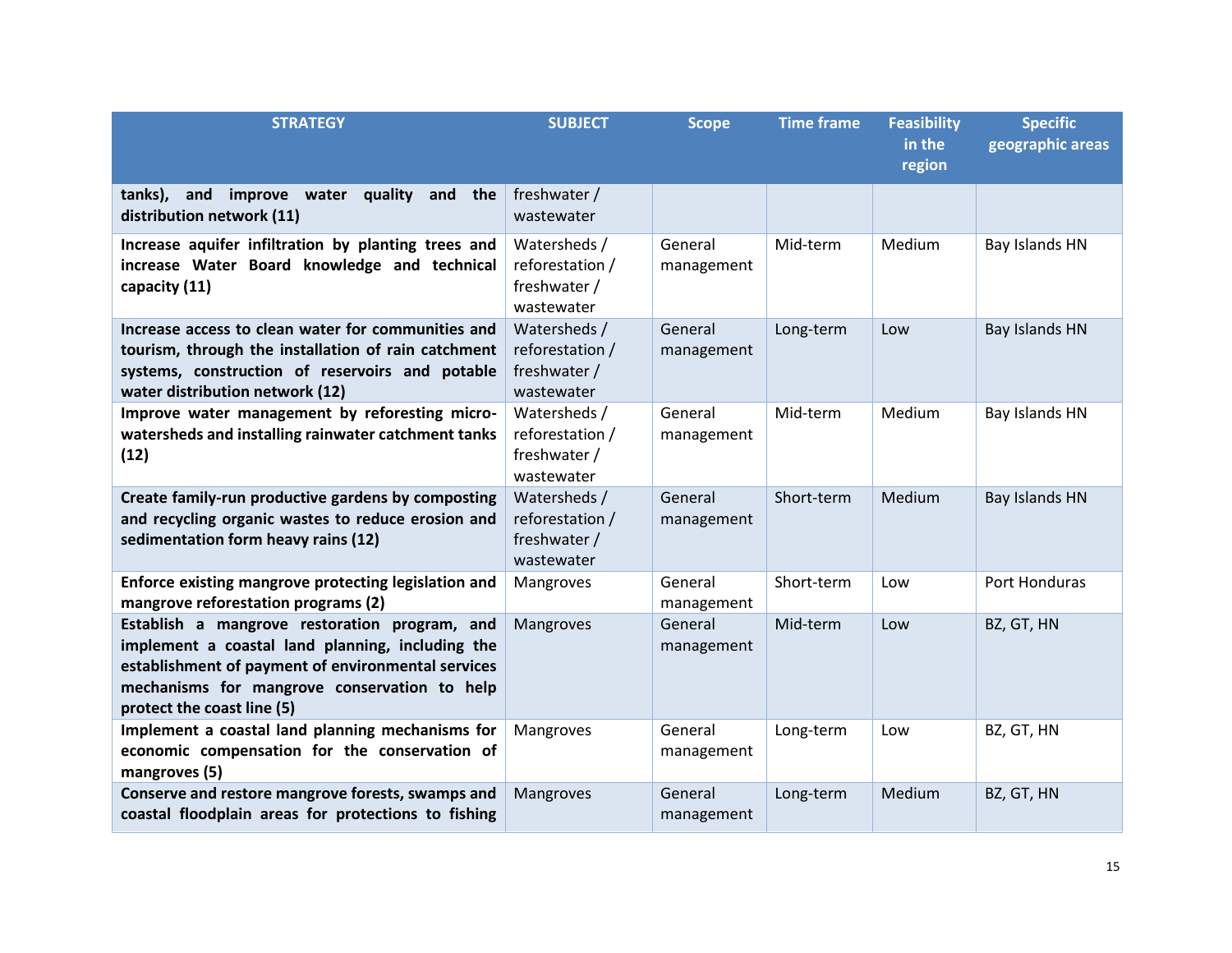| STRATEGY | SUBJECT | Scope | Time frame | Feasibility in the region | Specific geographic areas |
|---|---|---|---|---|---|
| **tanks), and improve water quality and the distribution network (11)** | freshwater / wastewater | | | | |
| **Increase aquifer infiltration by planting trees and increase Water Board knowledge and technical capacity (11)** | Watersheds / reforestation / freshwater / wastewater | General management | Mid-term | Medium | Bay Islands HN |
| **Increase access to clean water for communities and tourism, through the installation of rain catchment systems, construction of reservoirs and potable water distribution network (12)** | Watersheds / reforestation / freshwater / wastewater | General management | Long-term | Low | Bay Islands HN |
| **Improve water management by reforesting micro-watersheds and installing rainwater catchment tanks (12)** | Watersheds / reforestation / freshwater / wastewater | General management | Mid-term | Medium | Bay Islands HN |
| **Create family-run productive gardens by composting and recycling organic wastes to reduce erosion and sedimentation form heavy rains (12)** | Watersheds / reforestation / freshwater / wastewater | General management | Short-term | Medium | Bay Islands HN |
| **Enforce existing mangrove protecting legislation and mangrove reforestation programs (2)** | Mangroves | General management | Short-term | Low | Port Honduras |
| **Establish a mangrove restoration program, and implement a coastal land planning, including the establishment of payment of environmental services mechanisms for mangrove conservation to help protect the coast line (5)** | Mangroves | General management | Mid-term | Low | BZ, GT, HN |
| **Implement a coastal land planning mechanisms for economic compensation for the conservation of mangroves (5)** | Mangroves | General management | Long-term | Low | BZ, GT, HN |
| **Conserve and restore mangrove forests, swamps and coastal floodplain areas for protections to fishing** | Mangroves | General management | Long-term | Medium | BZ, GT, HN |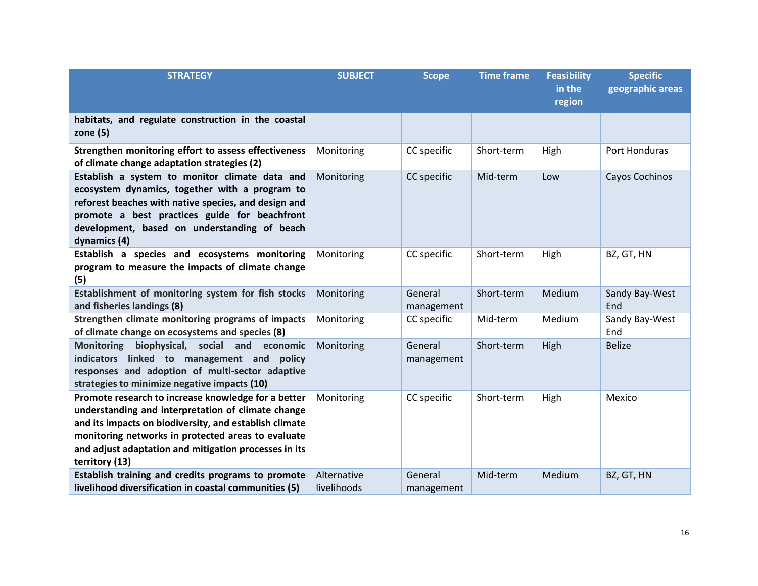| STRATEGY | SUBJECT | Scope | Time frame | Feasibility in the region | Specific geographic areas |
|---|---|---|---|---|---|
| **habitats, and regulate construction in the coastal zone (5)** | | | | | |
| **Strengthen monitoring effort to assess effectiveness of climate change adaptation strategies (2)** | Monitoring | CC specific | Short-term | High | Port Honduras |
| **Establish a system to monitor climate data and ecosystem dynamics, together with a program to reforest beaches with native species, and design and promote a best practices guide for beachfront development, based on understanding of beach dynamics (4)** | Monitoring | CC specific | Mid-term | Low | Cayos Cochinos |
| **Establish a species and ecosystems monitoring program to measure the impacts of climate change (5)** | Monitoring | CC specific | Short-term | High | BZ, GT, HN |
| **Establishment of monitoring system for fish stocks and fisheries landings (8)** | Monitoring | General management | Short-term | Medium | Sandy Bay-West End |
| **Strengthen climate monitoring programs of impacts of climate change on ecosystems and species (8)** | Monitoring | CC specific | Mid-term | Medium | Sandy Bay-West End |
| **Monitoring biophysical, social and economic indicators linked to management and policy responses and adoption of multi-sector adaptive strategies to minimize negative impacts (10)** | Monitoring | General management | Short-term | High | Belize |
| **Promote research to increase knowledge for a better understanding and interpretation of climate change and its impacts on biodiversity, and establish climate monitoring networks in protected areas to evaluate and adjust adaptation and mitigation processes in its territory (13)** | Monitoring | CC specific | Short-term | High | Mexico |
| **Establish training and credits programs to promote livelihood diversification in coastal communities (5)** | Alternative livelihoods | General management | Mid-term | Medium | BZ, GT, HN |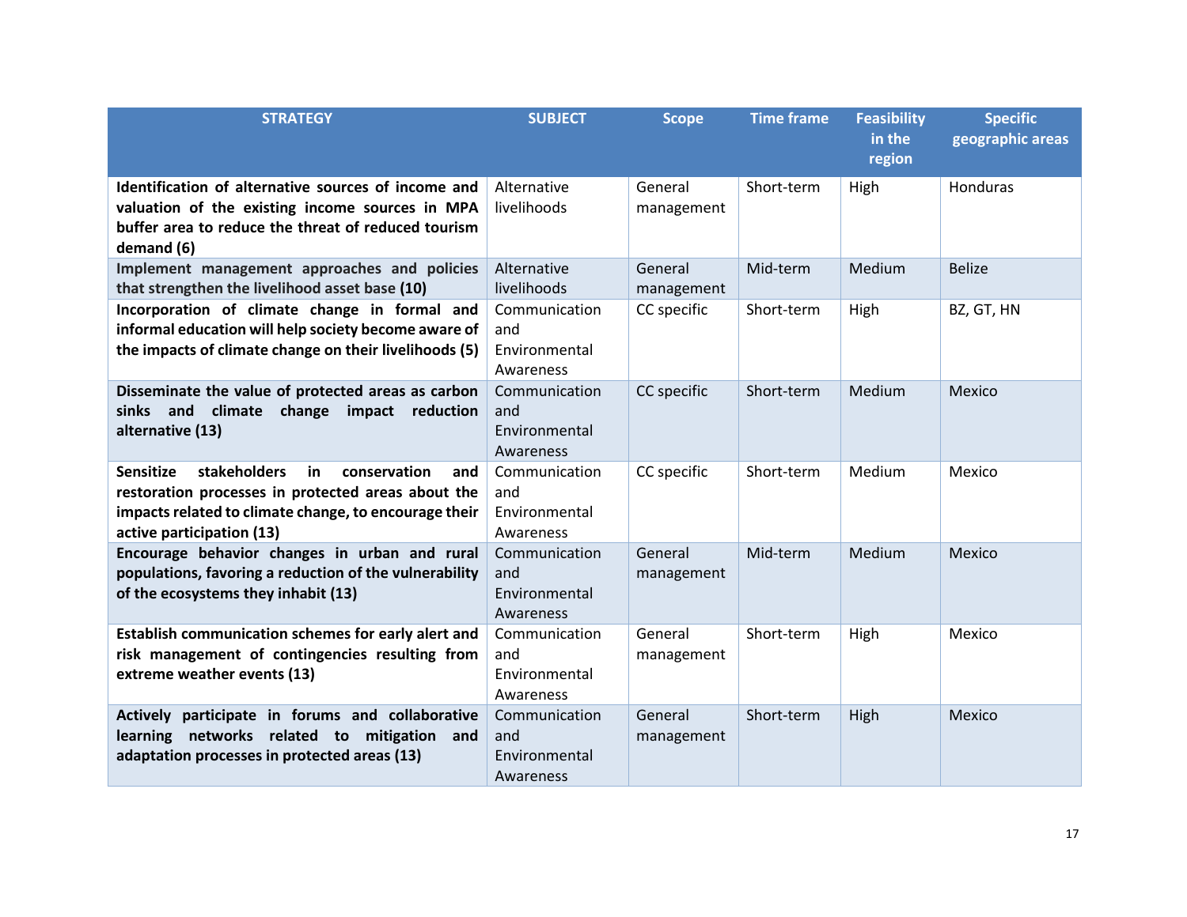| STRATEGY | SUBJECT | Scope | Time frame | Feasibility in the region | Specific geographic areas |
|---|---|---|---|---|---|
| **Identification of alternative sources of income and valuation of the existing income sources in MPA buffer area to reduce the threat of reduced tourism demand (6)** | Alternative livelihoods | General management | Short-term | High | Honduras |
| **Implement management approaches and policies that strengthen the livelihood asset base (10)** | Alternative livelihoods | General management | Mid-term | Medium | Belize |
| **Incorporation of climate change in formal and informal education will help society become aware of the impacts of climate change on their livelihoods (5)** | Communication and Environmental Awareness | CC specific | Short-term | High | BZ, GT, HN |
| **Disseminate the value of protected areas as carbon sinks and climate change impact reduction alternative (13)** | Communication and Environmental Awareness | CC specific | Short-term | Medium | Mexico |
| **Sensitize stakeholders in conservation and restoration processes in protected areas about the impacts related to climate change, to encourage their active participation (13)** | Communication and Environmental Awareness | CC specific | Short-term | Medium | Mexico |
| **Encourage behavior changes in urban and rural populations, favoring a reduction of the vulnerability of the ecosystems they inhabit (13)** | Communication and Environmental Awareness | General management | Mid-term | Medium | Mexico |
| **Establish communication schemes for early alert and risk management of contingencies resulting from extreme weather events (13)** | Communication and Environmental Awareness | General management | Short-term | High | Mexico |
| **Actively participate in forums and collaborative learning networks related to mitigation and adaptation processes in protected areas (13)** | Communication and Environmental Awareness | General management | Short-term | High | Mexico |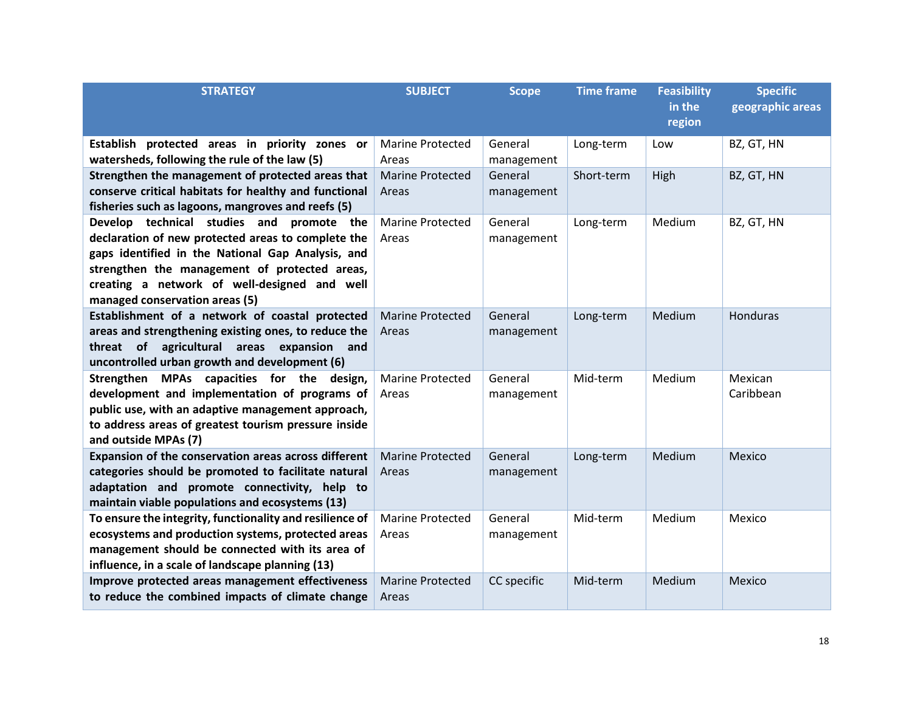| STRATEGY | SUBJECT | Scope | Time frame | Feasibility in the region | Specific geographic areas |
|---|---|---|---|---|---|
| **Establish protected areas in priority zones or watersheds, following the rule of the law (5)** | Marine Protected Areas | General management | Long-term | Low | BZ, GT, HN |
| **Strengthen the management of protected areas that conserve critical habitats for healthy and functional fisheries such as lagoons, mangroves and reefs (5)** | Marine Protected Areas | General management | Short-term | High | BZ, GT, HN |
| **Develop technical studies and promote the declaration of new protected areas to complete the gaps identified in the National Gap Analysis, and strengthen the management of protected areas, creating a network of well-designed and well managed conservation areas (5)** | Marine Protected Areas | General management | Long-term | Medium | BZ, GT, HN |
| **Establishment of a network of coastal protected areas and strengthening existing ones, to reduce the threat of agricultural areas expansion and uncontrolled urban growth and development (6)** | Marine Protected Areas | General management | Long-term | Medium | Honduras |
| **Strengthen MPAs capacities for the design, development and implementation of programs of public use, with an adaptive management approach, to address areas of greatest tourism pressure inside and outside MPAs (7)** | Marine Protected Areas | General management | Mid-term | Medium | Mexican Caribbean |
| **Expansion of the conservation areas across different categories should be promoted to facilitate natural adaptation and promote connectivity, help to maintain viable populations and ecosystems (13)** | Marine Protected Areas | General management | Long-term | Medium | Mexico |
| **To ensure the integrity, functionality and resilience of ecosystems and production systems, protected areas management should be connected with its area of influence, in a scale of landscape planning (13)** | Marine Protected Areas | General management | Mid-term | Medium | Mexico |
| **Improve protected areas management effectiveness to reduce the combined impacts of climate change** | Marine Protected Areas | CC specific | Mid-term | Medium | Mexico |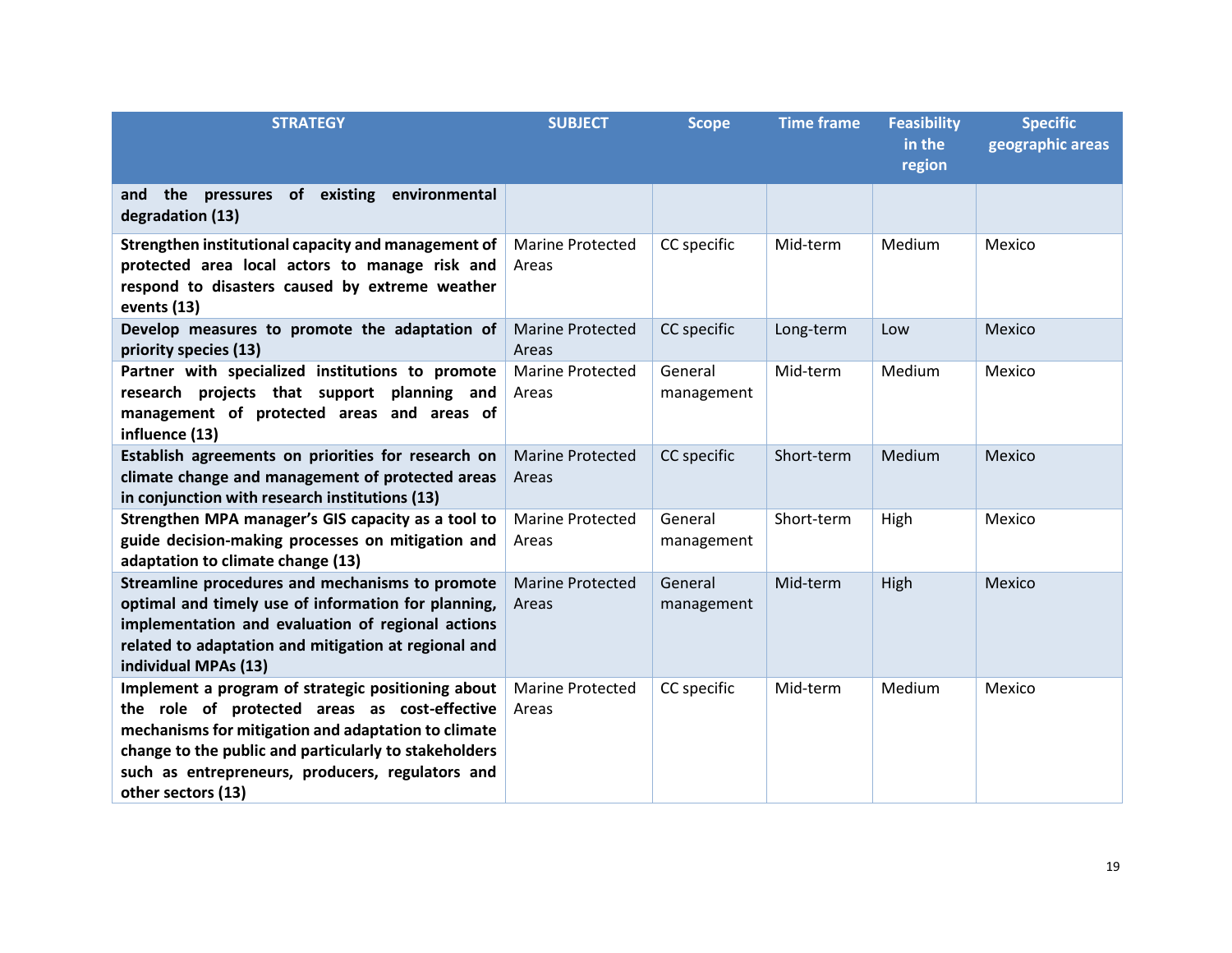| STRATEGY | SUBJECT | Scope | Time frame | Feasibility in the region | Specific geographic areas |
|---|---|---|---|---|---|
| **and the pressures of existing environmental degradation (13)** | | | | | |
| **Strengthen institutional capacity and management of protected area local actors to manage risk and respond to disasters caused by extreme weather events (13)** | Marine Protected Areas | CC specific | Mid-term | Medium | Mexico |
| **Develop measures to promote the adaptation of priority species (13)** | Marine Protected Areas | CC specific | Long-term | Low | Mexico |
| **Partner with specialized institutions to promote research projects that support planning and management of protected areas and areas of influence (13)** | Marine Protected Areas | General management | Mid-term | Medium | Mexico |
| **Establish agreements on priorities for research on climate change and management of protected areas in conjunction with research institutions (13)** | Marine Protected Areas | CC specific | Short-term | Medium | Mexico |
| **Strengthen MPA manager's GIS capacity as a tool to guide decision-making processes on mitigation and adaptation to climate change (13)** | Marine Protected Areas | General management | Short-term | High | Mexico |
| **Streamline procedures and mechanisms to promote optimal and timely use of information for planning, implementation and evaluation of regional actions related to adaptation and mitigation at regional and individual MPAs (13)** | Marine Protected Areas | General management | Mid-term | High | Mexico |
| **Implement a program of strategic positioning about the role of protected areas as cost-effective mechanisms for mitigation and adaptation to climate change to the public and particularly to stakeholders such as entrepreneurs, producers, regulators and other sectors (13)** | Marine Protected Areas | CC specific | Mid-term | Medium | Mexico |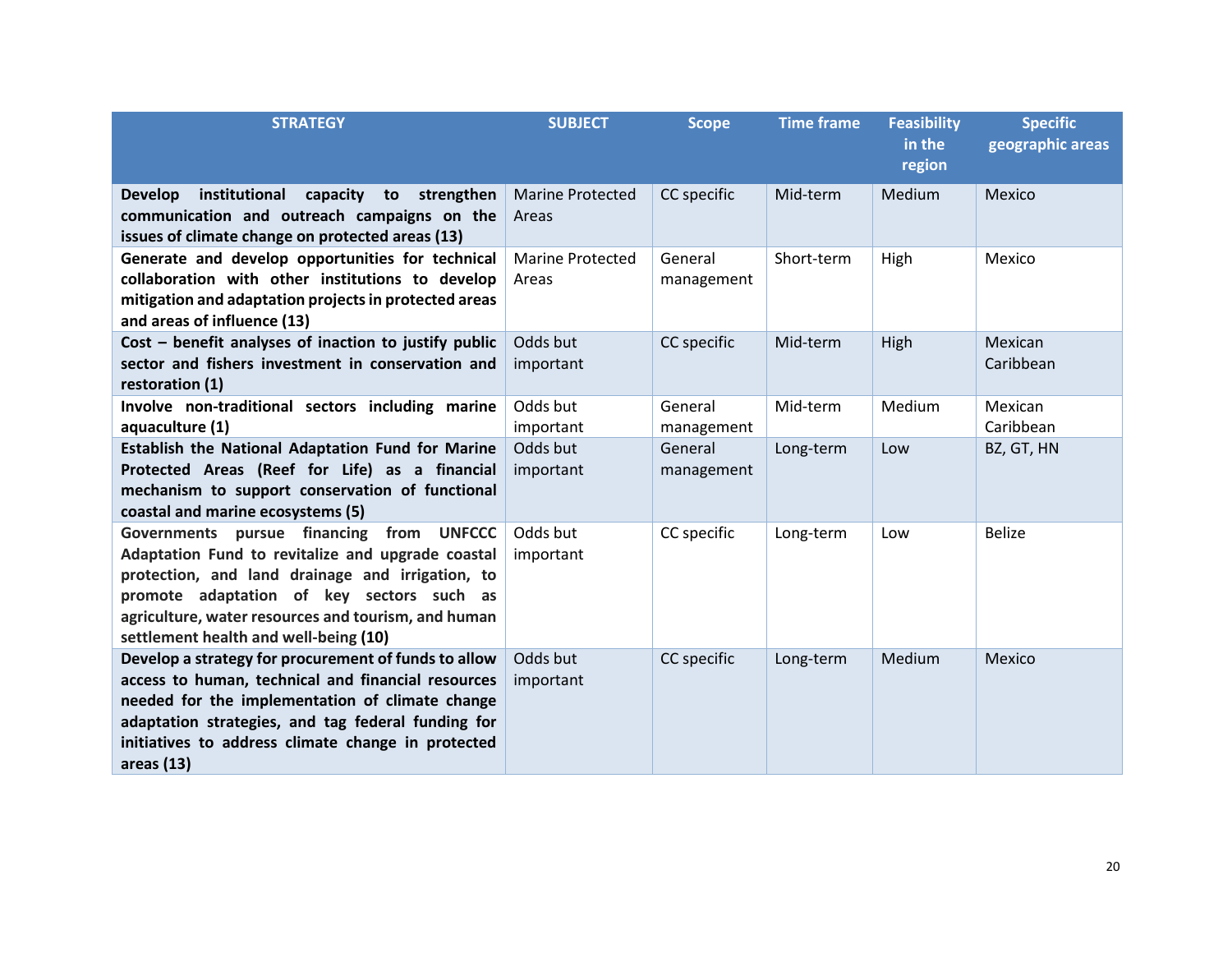| STRATEGY | SUBJECT | Scope | Time frame | Feasibility in the region | Specific geographic areas |
|---|---|---|---|---|---|
| **Develop institutional capacity to strengthen communication and outreach campaigns on the issues of climate change on protected areas (13)** | Marine Protected Areas | CC specific | Mid-term | Medium | Mexico |
| **Generate and develop opportunities for technical collaboration with other institutions to develop mitigation and adaptation projects in protected areas and areas of influence (13)** | Marine Protected Areas | General management | Short-term | High | Mexico |
| **Cost – benefit analyses of inaction to justify public sector and fishers investment in conservation and restoration (1)** | Odds but important | CC specific | Mid-term | High | Mexican Caribbean |
| **Involve non-traditional sectors including marine aquaculture (1)** | Odds but important | General management | Mid-term | Medium | Mexican Caribbean |
| **Establish the National Adaptation Fund for Marine Protected Areas (Reef for Life) as a financial mechanism to support conservation of functional coastal and marine ecosystems (5)** | Odds but important | General management | Long-term | Low | BZ, GT, HN |
| **Governments pursue financing from UNFCCC Adaptation Fund to revitalize and upgrade coastal protection, and land drainage and irrigation, to promote adaptation of key sectors such as agriculture, water resources and tourism, and human settlement health and well-being (10)** | Odds but important | CC specific | Long-term | Low | Belize |
| **Develop a strategy for procurement of funds to allow access to human, technical and financial resources needed for the implementation of climate change adaptation strategies, and tag federal funding for initiatives to address climate change in protected areas (13)** | Odds but important | CC specific | Long-term | Medium | Mexico |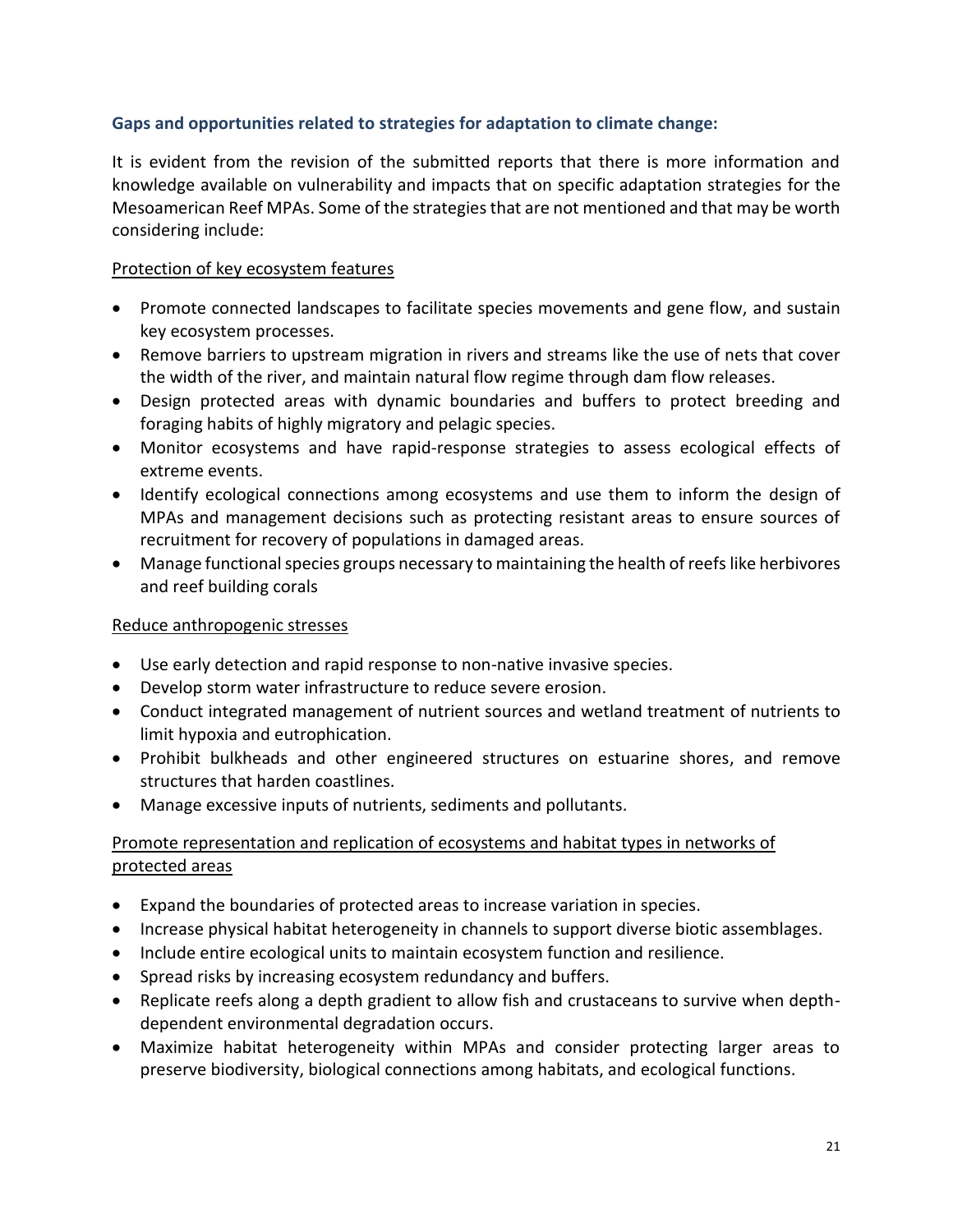### Gaps and opportunities related to strategies for adaptation to climate change:

It is evident from the revision of the submitted reports that there is more information and knowledge available on vulnerability and impacts that on specific adaptation strategies for the Mesoamerican Reef MPAs. Some of the strategies that are not mentioned and that may be worth considering include:

<u>Protection of key ecosystem features</u>

- Promote connected landscapes to facilitate species movements and gene flow, and sustain key ecosystem processes.
- Remove barriers to upstream migration in rivers and streams like the use of nets that cover the width of the river, and maintain natural flow regime through dam flow releases.
- Design protected areas with dynamic boundaries and buffers to protect breeding and foraging habits of highly migratory and pelagic species.
- Monitor ecosystems and have rapid-response strategies to assess ecological effects of extreme events.
- Identify ecological connections among ecosystems and use them to inform the design of MPAs and management decisions such as protecting resistant areas to ensure sources of recruitment for recovery of populations in damaged areas.
- Manage functional species groups necessary to maintaining the health of reefs like herbivores and reef building corals

<u>Reduce anthropogenic stresses</u>

- Use early detection and rapid response to non-native invasive species.
- Develop storm water infrastructure to reduce severe erosion.
- Conduct integrated management of nutrient sources and wetland treatment of nutrients to limit hypoxia and eutrophication.
- Prohibit bulkheads and other engineered structures on estuarine shores, and remove structures that harden coastlines.
- Manage excessive inputs of nutrients, sediments and pollutants.

<u>Promote representation and replication of ecosystems and habitat types in networks of protected areas</u>

- Expand the boundaries of protected areas to increase variation in species.
- Increase physical habitat heterogeneity in channels to support diverse biotic assemblages.
- Include entire ecological units to maintain ecosystem function and resilience.
- Spread risks by increasing ecosystem redundancy and buffers.
- Replicate reefs along a depth gradient to allow fish and crustaceans to survive when depth-dependent environmental degradation occurs.
- Maximize habitat heterogeneity within MPAs and consider protecting larger areas to preserve biodiversity, biological connections among habitats, and ecological functions.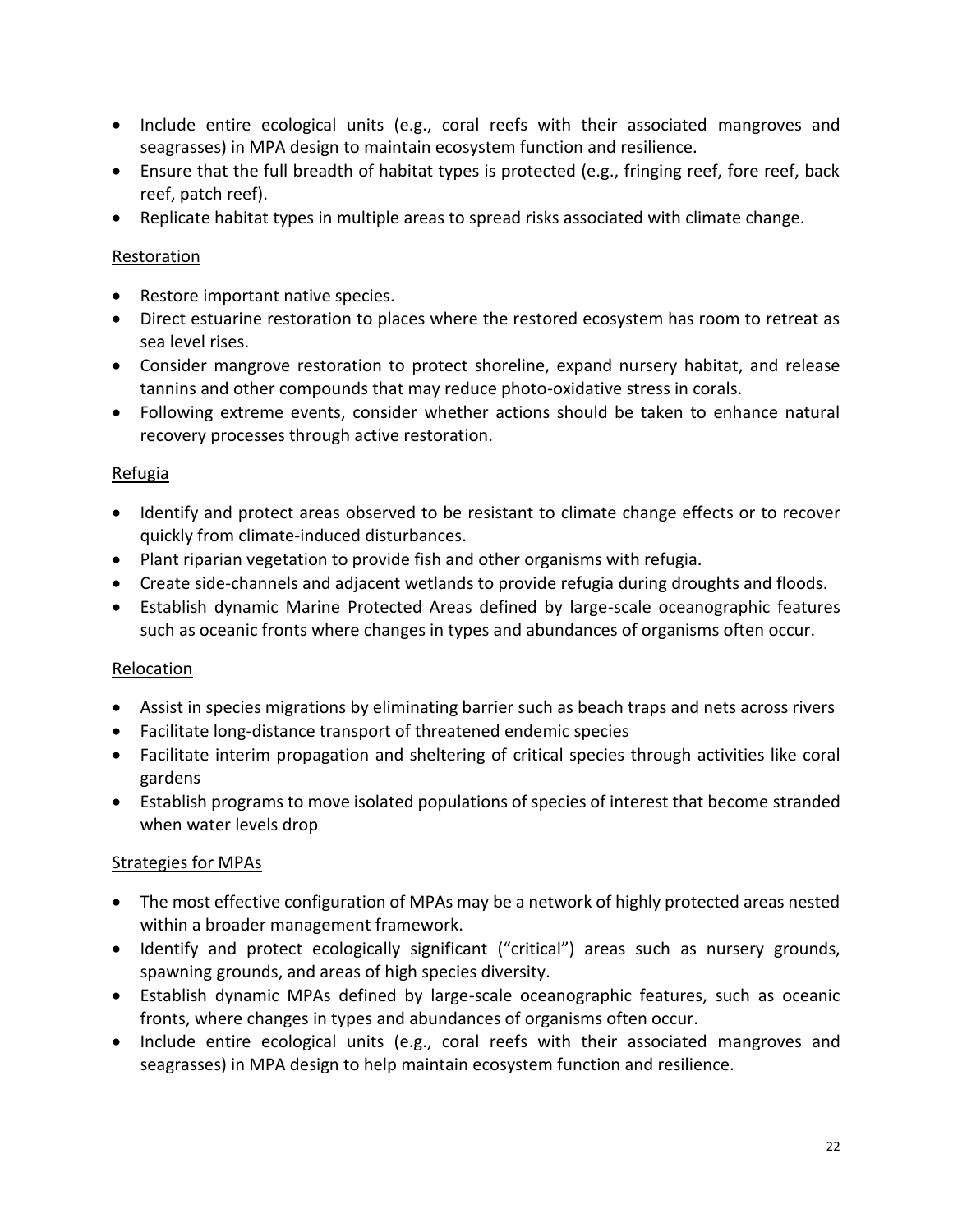- Include entire ecological units (e.g., coral reefs with their associated mangroves and seagrasses) in MPA design to maintain ecosystem function and resilience.
- Ensure that the full breadth of habitat types is protected (e.g., fringing reef, fore reef, back reef, patch reef).
- Replicate habitat types in multiple areas to spread risks associated with climate change.

Restoration

- Restore important native species.
- Direct estuarine restoration to places where the restored ecosystem has room to retreat as sea level rises.
- Consider mangrove restoration to protect shoreline, expand nursery habitat, and release tannins and other compounds that may reduce photo-oxidative stress in corals.
- Following extreme events, consider whether actions should be taken to enhance natural recovery processes through active restoration.

Refugia

- Identify and protect areas observed to be resistant to climate change effects or to recover quickly from climate-induced disturbances.
- Plant riparian vegetation to provide fish and other organisms with refugia.
- Create side-channels and adjacent wetlands to provide refugia during droughts and floods.
- Establish dynamic Marine Protected Areas defined by large-scale oceanographic features such as oceanic fronts where changes in types and abundances of organisms often occur.

Relocation

- Assist in species migrations by eliminating barrier such as beach traps and nets across rivers
- Facilitate long-distance transport of threatened endemic species
- Facilitate interim propagation and sheltering of critical species through activities like coral gardens
- Establish programs to move isolated populations of species of interest that become stranded when water levels drop

Strategies for MPAs

- The most effective configuration of MPAs may be a network of highly protected areas nested within a broader management framework.
- Identify and protect ecologically significant ("critical") areas such as nursery grounds, spawning grounds, and areas of high species diversity.
- Establish dynamic MPAs defined by large-scale oceanographic features, such as oceanic fronts, where changes in types and abundances of organisms often occur.
- Include entire ecological units (e.g., coral reefs with their associated mangroves and seagrasses) in MPA design to help maintain ecosystem function and resilience.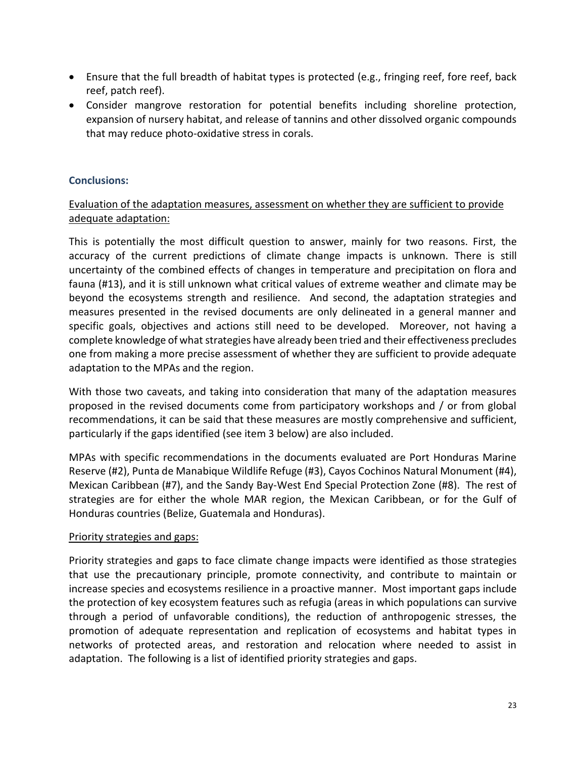- Ensure that the full breadth of habitat types is protected (e.g., fringing reef, fore reef, back reef, patch reef).
- Consider mangrove restoration for potential benefits including shoreline protection, expansion of nursery habitat, and release of tannins and other dissolved organic compounds that may reduce photo-oxidative stress in corals.

### Conclusions:

<u>Evaluation of the adaptation measures, assessment on whether they are sufficient to provide adequate adaptation:</u>

This is potentially the most difficult question to answer, mainly for two reasons. First, the accuracy of the current predictions of climate change impacts is unknown. There is still uncertainty of the combined effects of changes in temperature and precipitation on flora and fauna (#13), and it is still unknown what critical values of extreme weather and climate may be beyond the ecosystems strength and resilience. And second, the adaptation strategies and measures presented in the revised documents are only delineated in a general manner and specific goals, objectives and actions still need to be developed. Moreover, not having a complete knowledge of what strategies have already been tried and their effectiveness precludes one from making a more precise assessment of whether they are sufficient to provide adequate adaptation to the MPAs and the region.

With those two caveats, and taking into consideration that many of the adaptation measures proposed in the revised documents come from participatory workshops and / or from global recommendations, it can be said that these measures are mostly comprehensive and sufficient, particularly if the gaps identified (see item 3 below) are also included.

MPAs with specific recommendations in the documents evaluated are Port Honduras Marine Reserve (#2), Punta de Manabique Wildlife Refuge (#3), Cayos Cochinos Natural Monument (#4), Mexican Caribbean (#7), and the Sandy Bay-West End Special Protection Zone (#8). The rest of strategies are for either the whole MAR region, the Mexican Caribbean, or for the Gulf of Honduras countries (Belize, Guatemala and Honduras).

<u>Priority strategies and gaps:</u>

Priority strategies and gaps to face climate change impacts were identified as those strategies that use the precautionary principle, promote connectivity, and contribute to maintain or increase species and ecosystems resilience in a proactive manner. Most important gaps include the protection of key ecosystem features such as refugia (areas in which populations can survive through a period of unfavorable conditions), the reduction of anthropogenic stresses, the promotion of adequate representation and replication of ecosystems and habitat types in networks of protected areas, and restoration and relocation where needed to assist in adaptation. The following is a list of identified priority strategies and gaps.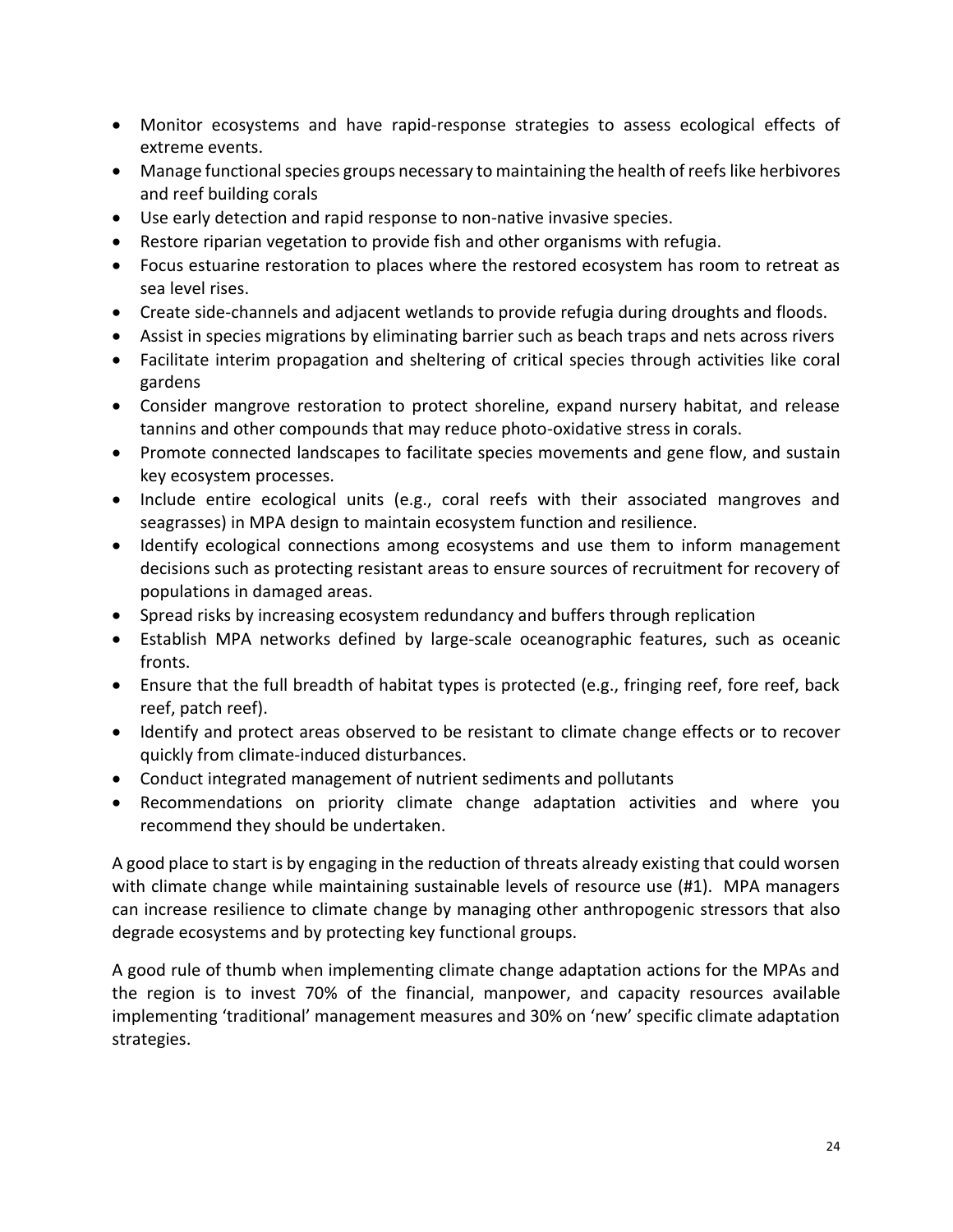- Monitor ecosystems and have rapid-response strategies to assess ecological effects of extreme events.
- Manage functional species groups necessary to maintaining the health of reefs like herbivores and reef building corals
- Use early detection and rapid response to non-native invasive species.
- Restore riparian vegetation to provide fish and other organisms with refugia.
- Focus estuarine restoration to places where the restored ecosystem has room to retreat as sea level rises.
- Create side-channels and adjacent wetlands to provide refugia during droughts and floods.
- Assist in species migrations by eliminating barrier such as beach traps and nets across rivers
- Facilitate interim propagation and sheltering of critical species through activities like coral gardens
- Consider mangrove restoration to protect shoreline, expand nursery habitat, and release tannins and other compounds that may reduce photo-oxidative stress in corals.
- Promote connected landscapes to facilitate species movements and gene flow, and sustain key ecosystem processes.
- Include entire ecological units (e.g., coral reefs with their associated mangroves and seagrasses) in MPA design to maintain ecosystem function and resilience.
- Identify ecological connections among ecosystems and use them to inform management decisions such as protecting resistant areas to ensure sources of recruitment for recovery of populations in damaged areas.
- Spread risks by increasing ecosystem redundancy and buffers through replication
- Establish MPA networks defined by large-scale oceanographic features, such as oceanic fronts.
- Ensure that the full breadth of habitat types is protected (e.g., fringing reef, fore reef, back reef, patch reef).
- Identify and protect areas observed to be resistant to climate change effects or to recover quickly from climate-induced disturbances.
- Conduct integrated management of nutrient sediments and pollutants
- Recommendations on priority climate change adaptation activities and where you recommend they should be undertaken.

A good place to start is by engaging in the reduction of threats already existing that could worsen with climate change while maintaining sustainable levels of resource use (#1). MPA managers can increase resilience to climate change by managing other anthropogenic stressors that also degrade ecosystems and by protecting key functional groups.

A good rule of thumb when implementing climate change adaptation actions for the MPAs and the region is to invest 70% of the financial, manpower, and capacity resources available implementing 'traditional' management measures and 30% on 'new' specific climate adaptation strategies.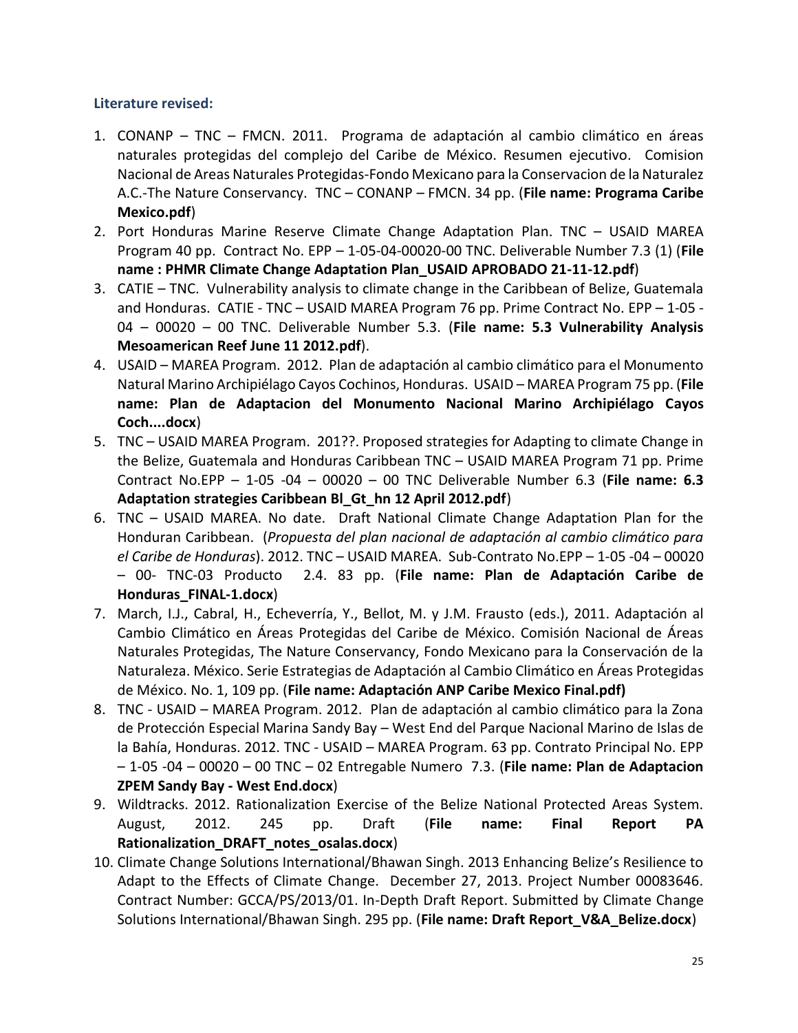### Literature revised:

1. CONANP – TNC – FMCN. 2011. Programa de adaptación al cambio climático en áreas naturales protegidas del complejo del Caribe de México. Resumen ejecutivo. Comision Nacional de Areas Naturales Protegidas-Fondo Mexicano para la Conservacion de la Naturalez A.C.-The Nature Conservancy. TNC – CONANP – FMCN. 34 pp. (**File name: Programa Caribe Mexico.pdf**)
2. Port Honduras Marine Reserve Climate Change Adaptation Plan. TNC – USAID MAREA Program 40 pp. Contract No. EPP – 1-05-04-00020-00 TNC. Deliverable Number 7.3 (1) (**File name : PHMR Climate Change Adaptation Plan_USAID APROBADO 21-11-12.pdf**)
3. CATIE – TNC. Vulnerability analysis to climate change in the Caribbean of Belize, Guatemala and Honduras. CATIE - TNC – USAID MAREA Program 76 pp. Prime Contract No. EPP – 1-05 - 04 – 00020 – 00 TNC. Deliverable Number 5.3. (**File name: 5.3 Vulnerability Analysis Mesoamerican Reef June 11 2012.pdf**).
4. USAID – MAREA Program. 2012. Plan de adaptación al cambio climático para el Monumento Natural Marino Archipiélago Cayos Cochinos, Honduras. USAID – MAREA Program 75 pp. (**File name: Plan de Adaptacion del Monumento Nacional Marino Archipiélago Cayos Coch....docx**)
5. TNC – USAID MAREA Program. 201??. Proposed strategies for Adapting to climate Change in the Belize, Guatemala and Honduras Caribbean TNC – USAID MAREA Program 71 pp. Prime Contract No.EPP – 1-05 -04 – 00020 – 00 TNC Deliverable Number 6.3 (**File name: 6.3 Adaptation strategies Caribbean Bl_Gt_hn 12 April 2012.pdf**)
6. TNC – USAID MAREA. No date. Draft National Climate Change Adaptation Plan for the Honduran Caribbean. (*Propuesta del plan nacional de adaptación al cambio climático para el Caribe de Honduras*). 2012. TNC – USAID MAREA. Sub-Contrato No.EPP – 1-05 -04 – 00020 – 00- TNC-03 Producto 2.4. 83 pp. (**File name: Plan de Adaptación Caribe de Honduras_FINAL-1.docx**)
7. March, I.J., Cabral, H., Echeverría, Y., Bellot, M. y J.M. Frausto (eds.), 2011. Adaptación al Cambio Climático en Áreas Protegidas del Caribe de México. Comisión Nacional de Áreas Naturales Protegidas, The Nature Conservancy, Fondo Mexicano para la Conservación de la Naturaleza. México. Serie Estrategias de Adaptación al Cambio Climático en Áreas Protegidas de México. No. 1, 109 pp. (**File name: Adaptación ANP Caribe Mexico Final.pdf)**
8. TNC - USAID – MAREA Program. 2012. Plan de adaptación al cambio climático para la Zona de Protección Especial Marina Sandy Bay – West End del Parque Nacional Marino de Islas de la Bahía, Honduras. 2012. TNC - USAID – MAREA Program. 63 pp. Contrato Principal No. EPP – 1-05 -04 – 00020 – 00 TNC – 02 Entregable Numero 7.3. (**File name: Plan de Adaptacion ZPEM Sandy Bay - West End.docx**)
9. Wildtracks. 2012. Rationalization Exercise of the Belize National Protected Areas System. August, 2012. 245 pp. Draft (**File name: Final Report PA Rationalization_DRAFT_notes_osalas.docx**)
10. Climate Change Solutions International/Bhawan Singh. 2013 Enhancing Belize's Resilience to Adapt to the Effects of Climate Change. December 27, 2013. Project Number 00083646. Contract Number: GCCA/PS/2013/01. In-Depth Draft Report. Submitted by Climate Change Solutions International/Bhawan Singh. 295 pp. (**File name: Draft Report_V&A_Belize.docx**)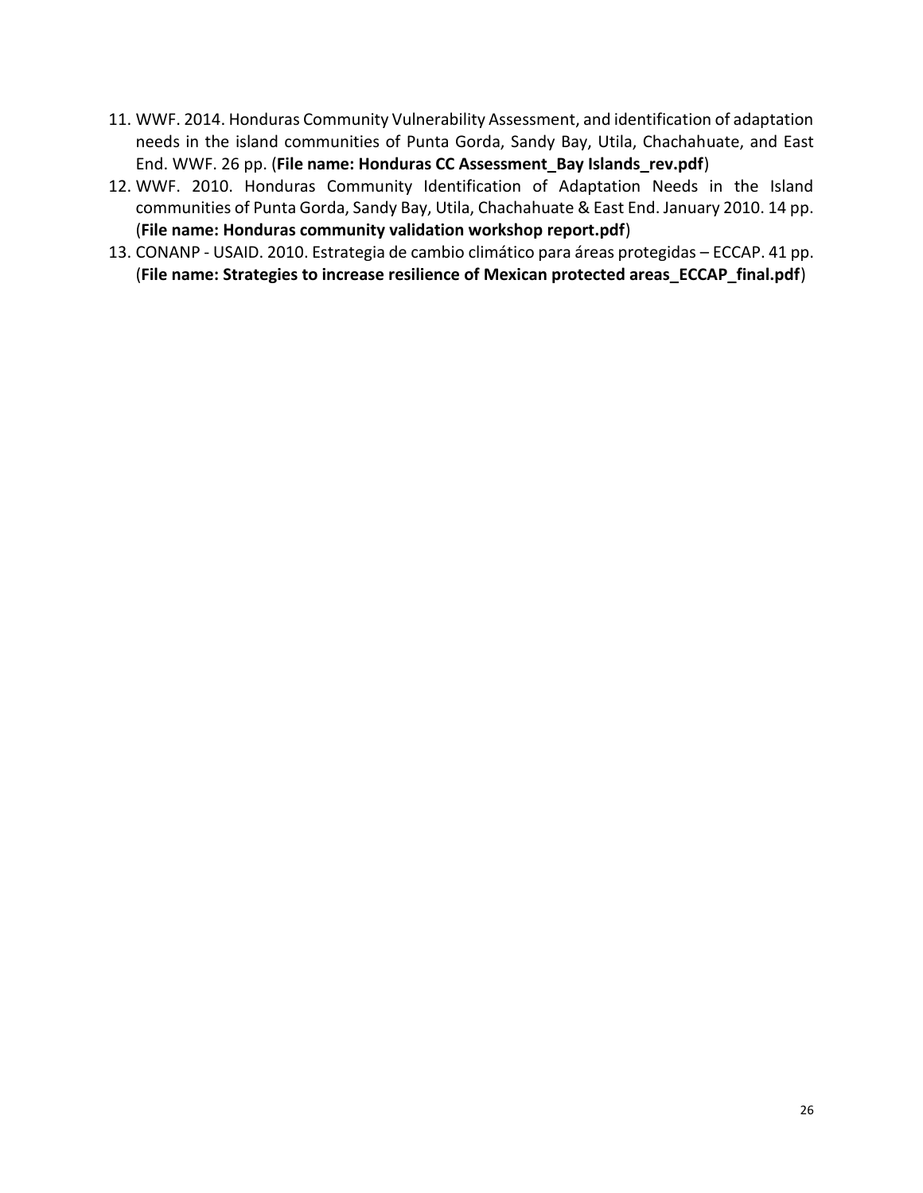11. WWF. 2014. Honduras Community Vulnerability Assessment, and identification of adaptation needs in the island communities of Punta Gorda, Sandy Bay, Utila, Chachahuate, and East End. WWF. 26 pp. (**File name: Honduras CC Assessment_Bay Islands_rev.pdf**)
12. WWF. 2010. Honduras Community Identification of Adaptation Needs in the Island communities of Punta Gorda, Sandy Bay, Utila, Chachahuate & East End. January 2010. 14 pp. (**File name: Honduras community validation workshop report.pdf**)
13. CONANP - USAID. 2010. Estrategia de cambio climático para áreas protegidas – ECCAP. 41 pp. (**File name: Strategies to increase resilience of Mexican protected areas_ECCAP_final.pdf**)